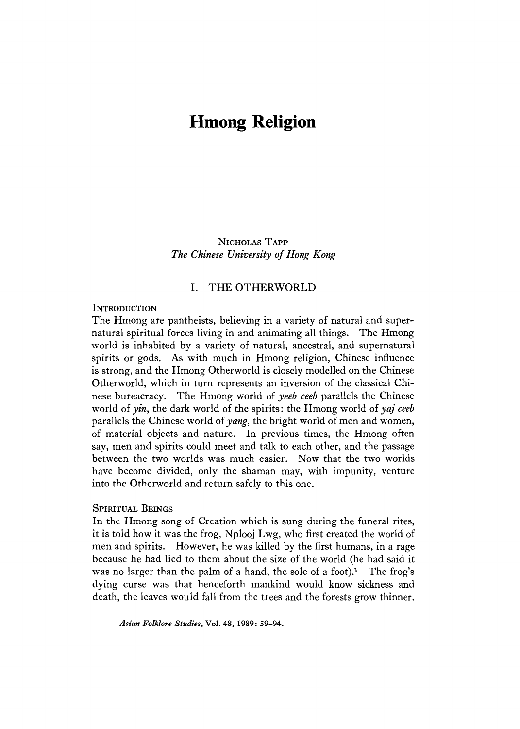# Hmong Religion

NICHOLAS TAPP
*The Chinese University of Hong Kong*

## I. THE OTHERWORLD

### INTRODUCTION

The Hmong are pantheists, believing in a variety of natural and supernatural spiritual forces living in and animating all things. The Hmong world is inhabited by a variety of natural, ancestral, and supernatural spirits or gods. As with much in Hmong religion, Chinese influence is strong, and the Hmong Otherworld is closely modelled on the Chinese Otherworld, which in turn represents an inversion of the classical Chinese bureacracy. The Hmong world of *yeeb ceeb* parallels the Chinese world of *yin*, the dark world of the spirits: the Hmong world of *yaj ceeb* parallels the Chinese world of *yang*, the bright world of men and women, of material objects and nature. In previous times, the Hmong often say, men and spirits could meet and talk to each other, and the passage between the two worlds was much easier. Now that the two worlds have become divided, only the shaman may, with impunity, venture into the Otherworld and return safely to this one.

### SPIRITUAL BEINGS

In the Hmong song of Creation which is sung during the funeral rites, it is told how it was the frog, Nplooj Lwg, who first created the world of men and spirits. However, he was killed by the first humans, in a rage because he had lied to them about the size of the world (he had said it was no larger than the palm of a hand, the sole of a foot).[1] The frog's dying curse was that henceforth mankind would know sickness and death, the leaves would fall from the trees and the forests grow thinner.

*Asian Folklore Studies*, Vol. 48, 1989: 59–94.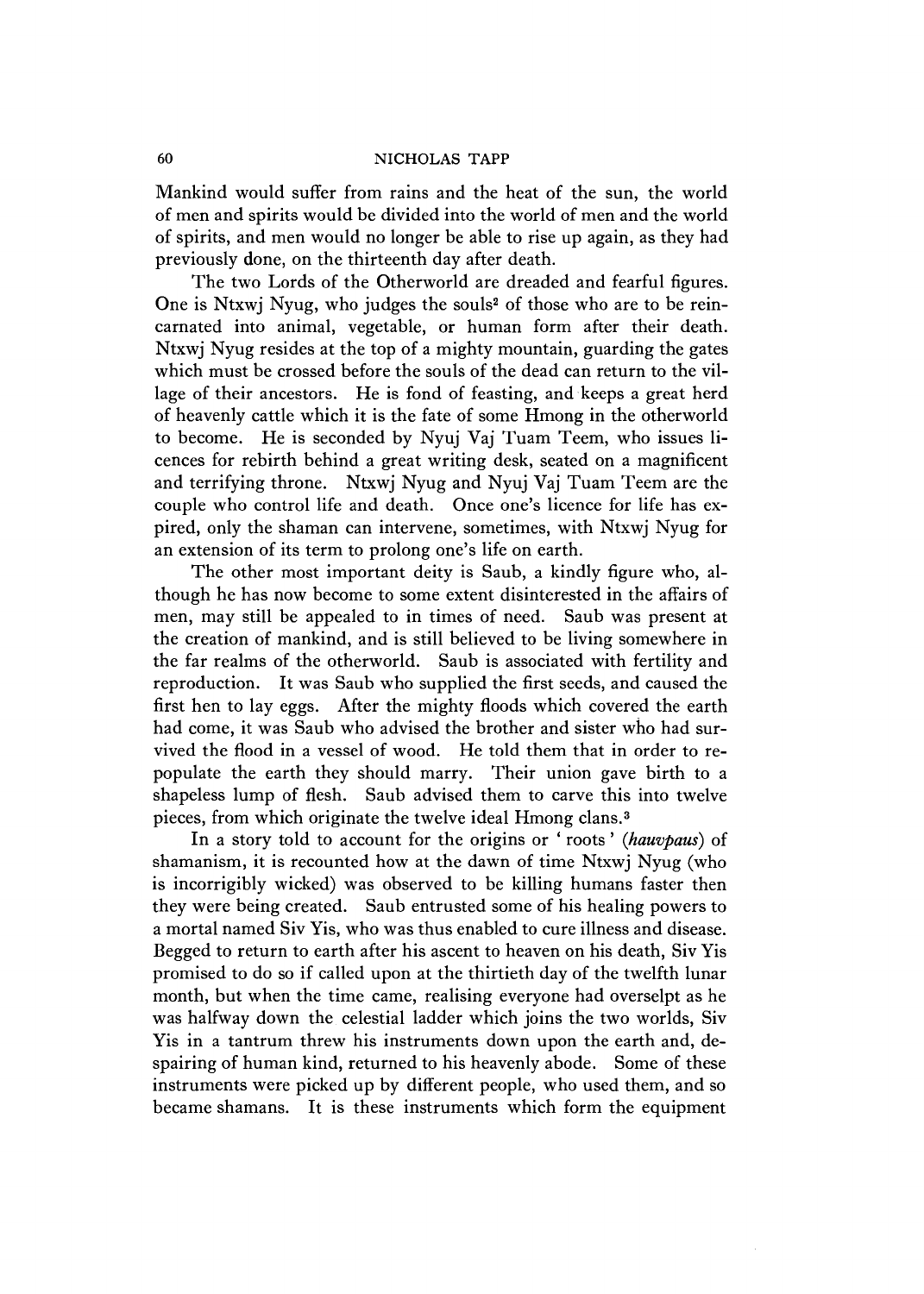Mankind would suffer from rains and the heat of the sun, the world of men and spirits would be divided into the world of men and the world of spirits, and men would no longer be able to rise up again, as they had previously done, on the thirteenth day after death.

The two Lords of the Otherworld are dreaded and fearful figures. One is Ntxwj Nyug, who judges the souls[2] of those who are to be reincarnated into animal, vegetable, or human form after their death. Ntxwj Nyug resides at the top of a mighty mountain, guarding the gates which must be crossed before the souls of the dead can return to the village of their ancestors. He is fond of feasting, and keeps a great herd of heavenly cattle which it is the fate of some Hmong in the otherworld to become. He is seconded by Nyuj Vaj Tuam Teem, who issues licences for rebirth behind a great writing desk, seated on a magnificent and terrifying throne. Ntxwj Nyug and Nyuj Vaj Tuam Teem are the couple who control life and death. Once one's licence for life has expired, only the shaman can intervene, sometimes, with Ntxwj Nyug for an extension of its term to prolong one's life on earth.

The other most important deity is Saub, a kindly figure who, although he has now become to some extent disinterested in the affairs of men, may still be appealed to in times of need. Saub was present at the creation of mankind, and is still believed to be living somewhere in the far realms of the otherworld. Saub is associated with fertility and reproduction. It was Saub who supplied the first seeds, and caused the first hen to lay eggs. After the mighty floods which covered the earth had come, it was Saub who advised the brother and sister who had survived the flood in a vessel of wood. He told them that in order to repopulate the earth they should marry. Their union gave birth to a shapeless lump of flesh. Saub advised them to carve this into twelve pieces, from which originate the twelve ideal Hmong clans.[3]

In a story told to account for the origins or 'roots' (***hauvpaus***) of shamanism, it is recounted how at the dawn of time Ntxwj Nyug (who is incorrigibly wicked) was observed to be killing humans faster then they were being created. Saub entrusted some of his healing powers to a mortal named Siv Yis, who was thus enabled to cure illness and disease. Begged to return to earth after his ascent to heaven on his death, Siv Yis promised to do so if called upon at the thirtieth day of the twelfth lunar month, but when the time came, realising everyone had overselpt as he was halfway down the celestial ladder which joins the two worlds, Siv Yis in a tantrum threw his instruments down upon the earth and, despairing of human kind, returned to his heavenly abode. Some of these instruments were picked up by different people, who used them, and so became shamans. It is these instruments which form the equipment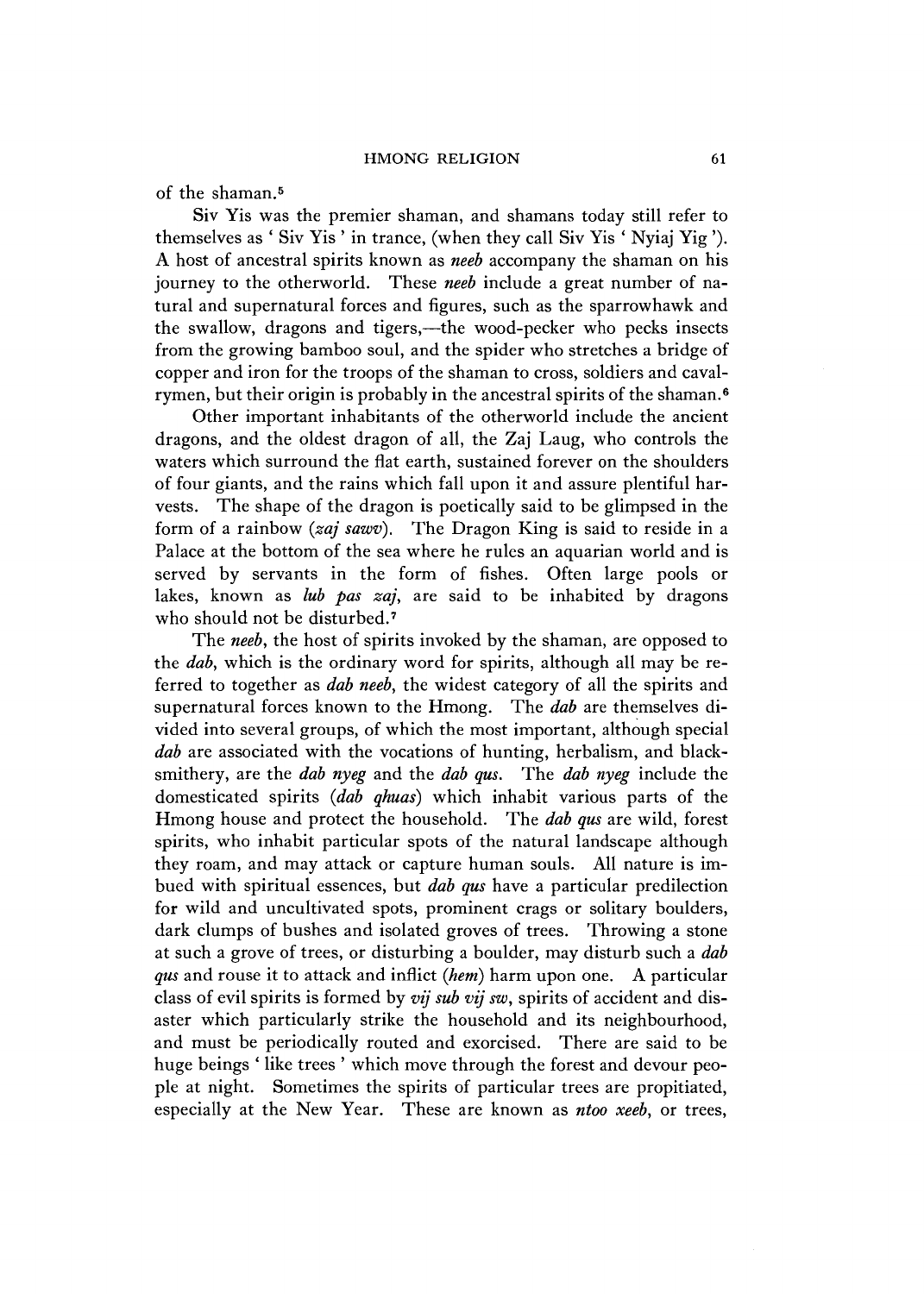of the shaman.[5]

Siv Yis was the premier shaman, and shamans today still refer to themselves as ' Siv Yis ' in trance, (when they call Siv Yis ' Nyiaj Yig '). A host of ancestral spirits known as *neeb* accompany the shaman on his journey to the otherworld. These *neeb* include a great number of natural and supernatural forces and figures, such as the sparrowhawk and the swallow, dragons and tigers,—the wood-pecker who pecks insects from the growing bamboo soul, and the spider who stretches a bridge of copper and iron for the troops of the shaman to cross, soldiers and cavalrymen, but their origin is probably in the ancestral spirits of the shaman.[6]

Other important inhabitants of the otherworld include the ancient dragons, and the oldest dragon of all, the Zaj Laug, who controls the waters which surround the flat earth, sustained forever on the shoulders of four giants, and the rains which fall upon it and assure plentiful harvests. The shape of the dragon is poetically said to be glimpsed in the form of a rainbow (*zaj sawv*). The Dragon King is said to reside in a Palace at the bottom of the sea where he rules an aquarian world and is served by servants in the form of fishes. Often large pools or lakes, known as *lub pas zaj*, are said to be inhabited by dragons who should not be disturbed.[7]

The *neeb*, the host of spirits invoked by the shaman, are opposed to the *dab*, which is the ordinary word for spirits, although all may be referred to together as *dab neeb*, the widest category of all the spirits and supernatural forces known to the Hmong. The *dab* are themselves divided into several groups, of which the most important, although special *dab* are associated with the vocations of hunting, herbalism, and blacksmithery, are the *dab nyeg* and the *dab qus*. The *dab nyeg* include the domesticated spirits (*dab qhuas*) which inhabit various parts of the Hmong house and protect the household. The *dab qus* are wild, forest spirits, who inhabit particular spots of the natural landscape although they roam, and may attack or capture human souls. All nature is imbued with spiritual essences, but *dab qus* have a particular predilection for wild and uncultivated spots, prominent crags or solitary boulders, dark clumps of bushes and isolated groves of trees. Throwing a stone at such a grove of trees, or disturbing a boulder, may disturb such a *dab qus* and rouse it to attack and inflict (*hem*) harm upon one. A particular class of evil spirits is formed by *vij sub vij sw*, spirits of accident and disaster which particularly strike the household and its neighbourhood, and must be periodically routed and exorcised. There are said to be huge beings ' like trees ' which move through the forest and devour people at night. Sometimes the spirits of particular trees are propitiated, especially at the New Year. These are known as *ntoo xeeb*, or trees,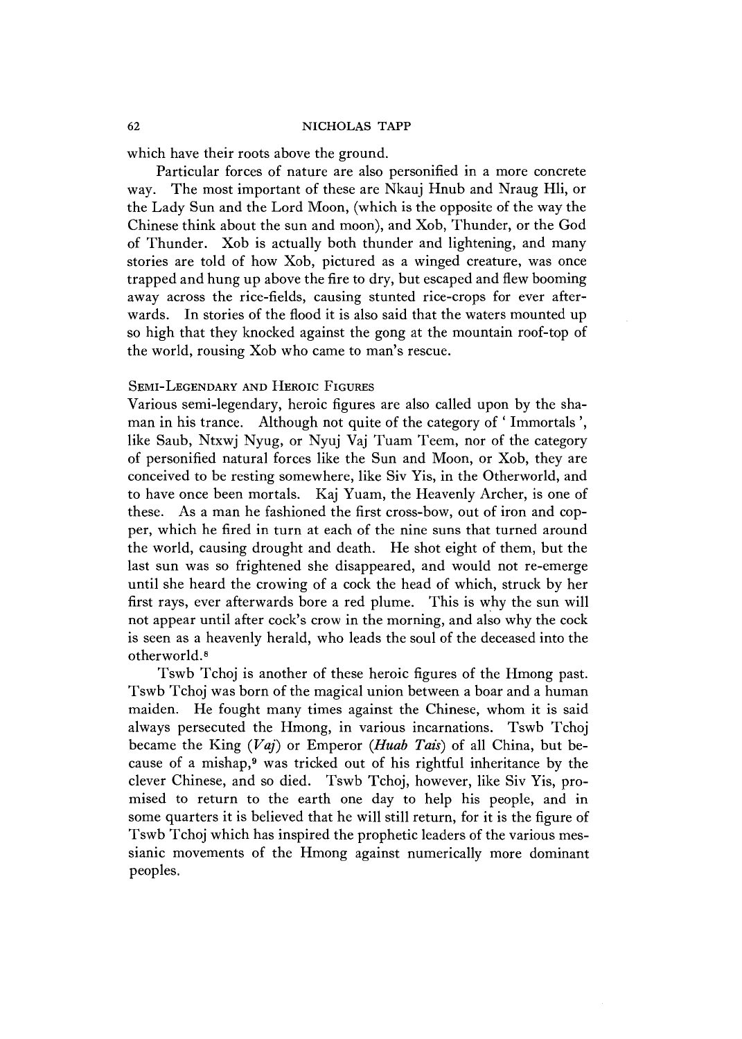which have their roots above the ground.

Particular forces of nature are also personified in a more concrete way. The most important of these are Nkauj Hnub and Nraug Hli, or the Lady Sun and the Lord Moon, (which is the opposite of the way the Chinese think about the sun and moon), and Xob, Thunder, or the God of Thunder. Xob is actually both thunder and lightening, and many stories are told of how Xob, pictured as a winged creature, was once trapped and hung up above the fire to dry, but escaped and flew booming away across the rice-fields, causing stunted rice-crops for ever afterwards. In stories of the flood it is also said that the waters mounted up so high that they knocked against the gong at the mountain roof-top of the world, rousing Xob who came to man's rescue.

## SEMI-LEGENDARY AND HEROIC FIGURES

Various semi-legendary, heroic figures are also called upon by the shaman in his trance. Although not quite of the category of ' Immortals ', like Saub, Ntxwj Nyug, or Nyuj Vaj Tuam Teem, nor of the category of personified natural forces like the Sun and Moon, or Xob, they are conceived to be resting somewhere, like Siv Yis, in the Otherworld, and to have once been mortals. Kaj Yuam, the Heavenly Archer, is one of these. As a man he fashioned the first cross-bow, out of iron and copper, which he fired in turn at each of the nine suns that turned around the world, causing drought and death. He shot eight of them, but the last sun was so frightened she disappeared, and would not re-emerge until she heard the crowing of a cock the head of which, struck by her first rays, ever afterwards bore a red plume. This is why the sun will not appear until after cock's crow in the morning, and also why the cock is seen as a heavenly herald, who leads the soul of the deceased into the otherworld.[8]

Tswb Tchoj is another of these heroic figures of the Hmong past. Tswb Tchoj was born of the magical union between a boar and a human maiden. He fought many times against the Chinese, whom it is said always persecuted the Hmong, in various incarnations. Tswb Tchoj became the King (*Vaj*) or Emperor (*Huab Tais*) of all China, but because of a mishap,[9] was tricked out of his rightful inheritance by the clever Chinese, and so died. Tswb Tchoj, however, like Siv Yis, promised to return to the earth one day to help his people, and in some quarters it is believed that he will still return, for it is the figure of Tswb Tchoj which has inspired the prophetic leaders of the various messianic movements of the Hmong against numerically more dominant peoples.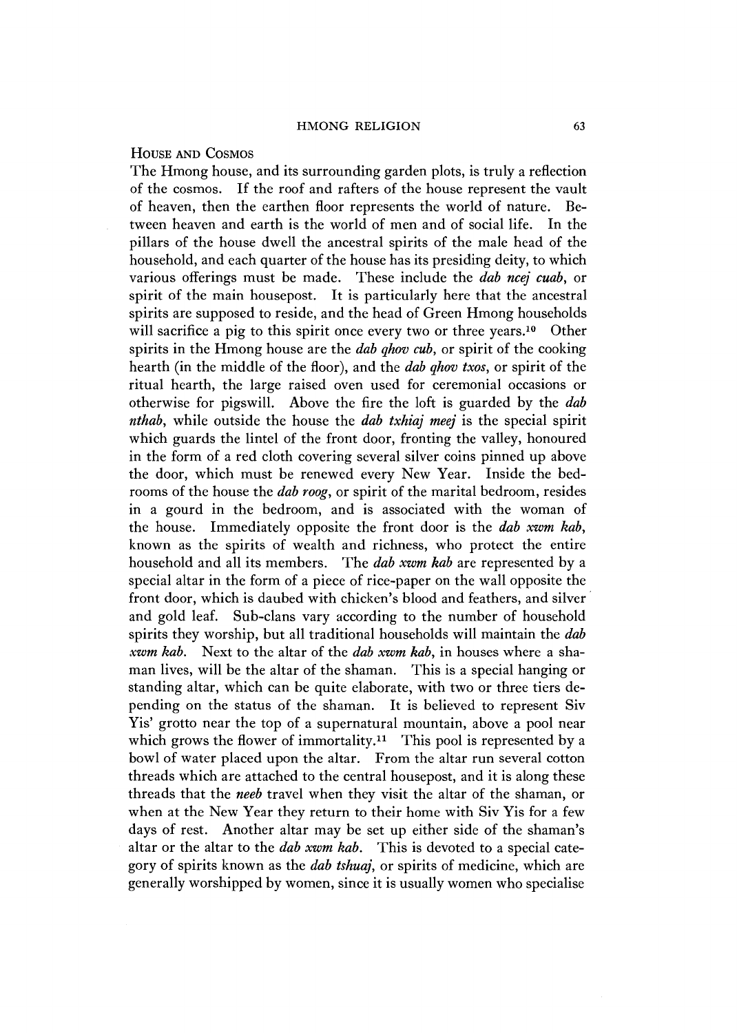## House and Cosmos

The Hmong house, and its surrounding garden plots, is truly a reflection of the cosmos. If the roof and rafters of the house represent the vault of heaven, then the earthen floor represents the world of nature. Between heaven and earth is the world of men and of social life. In the pillars of the house dwell the ancestral spirits of the male head of the household, and each quarter of the house has its presiding deity, to which various offerings must be made. These include the ***dab ncej cuab***, or spirit of the main housepost. It is particularly here that the ancestral spirits are supposed to reside, and the head of Green Hmong households will sacrifice a pig to this spirit once every two or three years.[10] Other spirits in the Hmong house are the ***dab qhov cub***, or spirit of the cooking hearth (in the middle of the floor), and the ***dab qhov txos***, or spirit of the ritual hearth, the large raised oven used for ceremonial occasions or otherwise for pigswill. Above the fire the loft is guarded by the ***dab nthab***, while outside the house the ***dab txhiaj meej*** is the special spirit which guards the lintel of the front door, fronting the valley, honoured in the form of a red cloth covering several silver coins pinned up above the door, which must be renewed every New Year. Inside the bedrooms of the house the ***dab roog***, or spirit of the marital bedroom, resides in a gourd in the bedroom, and is associated with the woman of the house. Immediately opposite the front door is the ***dab xwm kab***, known as the spirits of wealth and richness, who protect the entire household and all its members. The ***dab xwm kab*** are represented by a special altar in the form of a piece of rice-paper on the wall opposite the front door, which is daubed with chicken's blood and feathers, and silver and gold leaf. Sub-clans vary according to the number of household spirits they worship, but all traditional households will maintain the ***dab xwm kab***. Next to the altar of the ***dab xwm kab***, in houses where a shaman lives, will be the altar of the shaman. This is a special hanging or standing altar, which can be quite elaborate, with two or three tiers depending on the status of the shaman. It is believed to represent Siv Yis' grotto near the top of a supernatural mountain, above a pool near which grows the flower of immortality.[11] This pool is represented by a bowl of water placed upon the altar. From the altar run several cotton threads which are attached to the central housepost, and it is along these threads that the ***neeb*** travel when they visit the altar of the shaman, or when at the New Year they return to their home with Siv Yis for a few days of rest. Another altar may be set up either side of the shaman's altar or the altar to the ***dab xwm kab***. This is devoted to a special category of spirits known as the ***dab tshuaj***, or spirits of medicine, which are generally worshipped by women, since it is usually women who specialise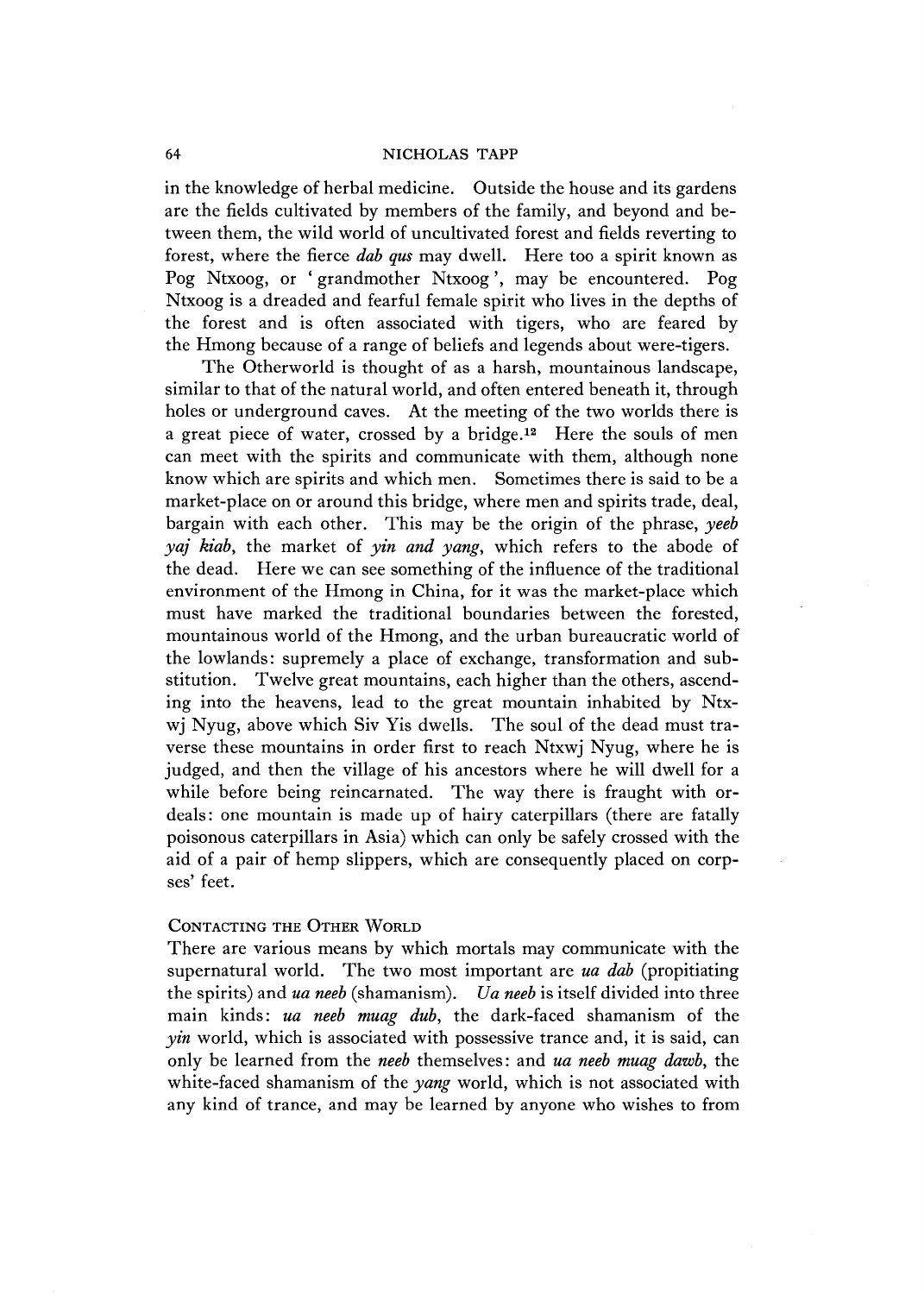in the knowledge of herbal medicine. Outside the house and its gardens are the fields cultivated by members of the family, and beyond and between them, the wild world of uncultivated forest and fields reverting to forest, where the fierce *dab qus* may dwell. Here too a spirit known as Pog Ntxoog, or 'grandmother Ntxoog', may be encountered. Pog Ntxoog is a dreaded and fearful female spirit who lives in the depths of the forest and is often associated with tigers, who are feared by the Hmong because of a range of beliefs and legends about were-tigers.

The Otherworld is thought of as a harsh, mountainous landscape, similar to that of the natural world, and often entered beneath it, through holes or underground caves. At the meeting of the two worlds there is a great piece of water, crossed by a bridge.[12] Here the souls of men can meet with the spirits and communicate with them, although none know which are spirits and which men. Sometimes there is said to be a market-place on or around this bridge, where men and spirits trade, deal, bargain with each other. This may be the origin of the phrase, *yeeb yaj kiab*, the market of *yin and yang*, which refers to the abode of the dead. Here we can see something of the influence of the traditional environment of the Hmong in China, for it was the market-place which must have marked the traditional boundaries between the forested, mountainous world of the Hmong, and the urban bureaucratic world of the lowlands: supremely a place of exchange, transformation and substitution. Twelve great mountains, each higher than the others, ascending into the heavens, lead to the great mountain inhabited by Ntxwj Nyug, above which Siv Yis dwells. The soul of the dead must traverse these mountains in order first to reach Ntxwj Nyug, where he is judged, and then the village of his ancestors where he will dwell for a while before being reincarnated. The way there is fraught with ordeals: one mountain is made up of hairy caterpillars (there are fatally poisonous caterpillars in Asia) which can only be safely crossed with the aid of a pair of hemp slippers, which are consequently placed on corpses' feet.

## Contacting the Other World

There are various means by which mortals may communicate with the supernatural world. The two most important are *ua dab* (propitiating the spirits) and *ua neeb* (shamanism). *Ua neeb* is itself divided into three main kinds: *ua neeb muag dub*, the dark-faced shamanism of the *yin* world, which is associated with possessive trance and, it is said, can only be learned from the *neeb* themselves: and *ua neeb muag dawb*, the white-faced shamanism of the *yang* world, which is not associated with any kind of trance, and may be learned by anyone who wishes to from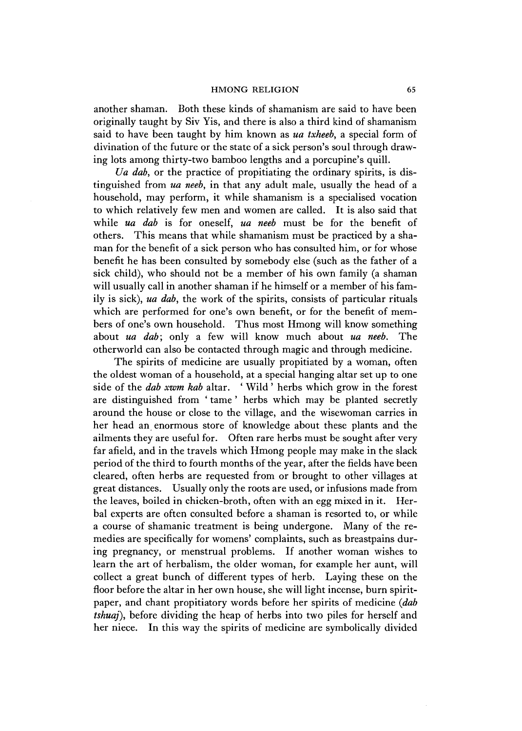another shaman. Both these kinds of shamanism are said to have been originally taught by Siv Yis, and there is also a third kind of shamanism said to have been taught by him known as *ua txheeb*, a special form of divination of the future or the state of a sick person's soul through drawing lots among thirty-two bamboo lengths and a porcupine's quill.

*Ua dab*, or the practice of propitiating the ordinary spirits, is distinguished from *ua neeb*, in that any adult male, usually the head of a household, may perform, it while shamanism is a specialised vocation to which relatively few men and women are called. It is also said that while *ua dab* is for oneself, *ua neeb* must be for the benefit of others. This means that while shamanism must be practiced by a shaman for the benefit of a sick person who has consulted him, or for whose benefit he has been consulted by somebody else (such as the father of a sick child), who should not be a member of his own family (a shaman will usually call in another shaman if he himself or a member of his family is sick), *ua dab*, the work of the spirits, consists of particular rituals which are performed for one's own benefit, or for the benefit of members of one's own household. Thus most Hmong will know something about *ua dab*; only a few will know much about *ua neeb*. The otherworld can also be contacted through magic and through medicine.

The spirits of medicine are usually propitiated by a woman, often the oldest woman of a household, at a special hanging altar set up to one side of the *dab xwm kab* altar. 'Wild' herbs which grow in the forest are distinguished from 'tame' herbs which may be planted secretly around the house or close to the village, and the wisewoman carries in her head an enormous store of knowledge about these plants and the ailments they are useful for. Often rare herbs must be sought after very far afield, and in the travels which Hmong people may make in the slack period of the third to fourth months of the year, after the fields have been cleared, often herbs are requested from or brought to other villages at great distances. Usually only the roots are used, or infusions made from the leaves, boiled in chicken-broth, often with an egg mixed in it. Herbal experts are often consulted before a shaman is resorted to, or while a course of shamanic treatment is being undergone. Many of the remedies are specifically for womens' complaints, such as breastpains during pregnancy, or menstrual problems. If another woman wishes to learn the art of herbalism, the older woman, for example her aunt, will collect a great bunch of different types of herb. Laying these on the floor before the altar in her own house, she will light incense, burn spirit-paper, and chant propitiatory words before her spirits of medicine (*dab tshuaj*), before dividing the heap of herbs into two piles for herself and her niece. In this way the spirits of medicine are symbolically divided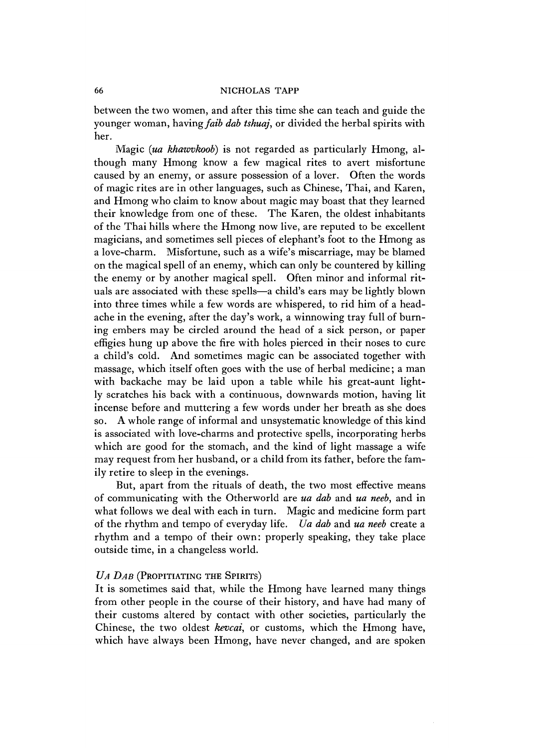between the two women, and after this time she can teach and guide the younger woman, having *faib dab tshuaj*, or divided the herbal spirits with her.

Magic (*ua khawvkoob*) is not regarded as particularly Hmong, although many Hmong know a few magical rites to avert misfortune caused by an enemy, or assure possession of a lover. Often the words of magic rites are in other languages, such as Chinese, Thai, and Karen, and Hmong who claim to know about magic may boast that they learned their knowledge from one of these. The Karen, the oldest inhabitants of the Thai hills where the Hmong now live, are reputed to be excellent magicians, and sometimes sell pieces of elephant's foot to the Hmong as a love-charm. Misfortune, such as a wife's miscarriage, may be blamed on the magical spell of an enemy, which can only be countered by killing the enemy or by another magical spell. Often minor and informal rituals are associated with these spells—a child's ears may be lightly blown into three times while a few words are whispered, to rid him of a headache in the evening, after the day's work, a winnowing tray full of burning embers may be circled around the head of a sick person, or paper effigies hung up above the fire with holes pierced in their noses to cure a child's cold. And sometimes magic can be associated together with massage, which itself often goes with the use of herbal medicine; a man with backache may be laid upon a table while his great-aunt lightly scratches his back with a continuous, downwards motion, having lit incense before and muttering a few words under her breath as she does so. A whole range of informal and unsystematic knowledge of this kind is associated with love-charms and protective spells, incorporating herbs which are good for the stomach, and the kind of light massage a wife may request from her husband, or a child from its father, before the family retire to sleep in the evenings.

But, apart from the rituals of death, the two most effective means of communicating with the Otherworld are *ua dab* and *ua neeb*, and in what follows we deal with each in turn. Magic and medicine form part of the rhythm and tempo of everyday life. *Ua dab* and *ua neeb* create a rhythm and a tempo of their own: properly speaking, they take place outside time, in a changeless world.

## *Ua Dab* (Propitiating the Spirits)

It is sometimes said that, while the Hmong have learned many things from other people in the course of their history, and have had many of their customs altered by contact with other societies, particularly the Chinese, the two oldest *kevcai*, or customs, which the Hmong have, which have always been Hmong, have never changed, and are spoken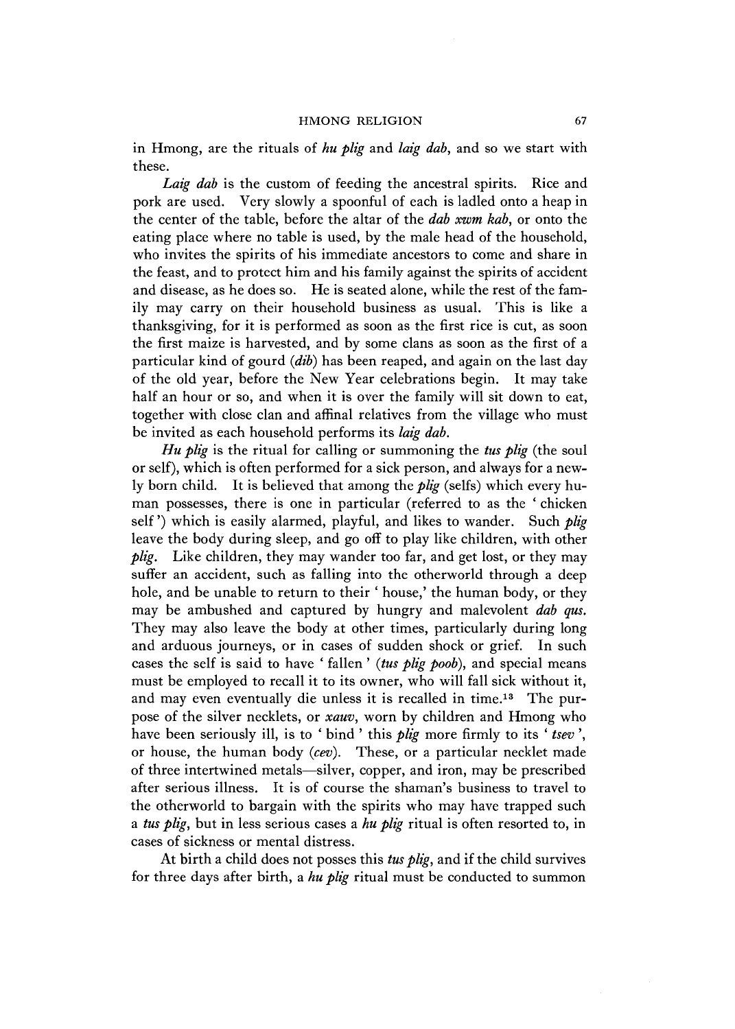in Hmong, are the rituals of *hu plig* and *laig dab*, and so we start with these.

*Laig dab* is the custom of feeding the ancestral spirits. Rice and pork are used. Very slowly a spoonful of each is ladled onto a heap in the center of the table, before the altar of the *dab xwm kab*, or onto the eating place where no table is used, by the male head of the household, who invites the spirits of his immediate ancestors to come and share in the feast, and to protect him and his family against the spirits of accident and disease, as he does so. He is seated alone, while the rest of the family may carry on their household business as usual. This is like a thanksgiving, for it is performed as soon as the first rice is cut, as soon the first maize is harvested, and by some clans as soon as the first of a particular kind of gourd (*dib*) has been reaped, and again on the last day of the old year, before the New Year celebrations begin. It may take half an hour or so, and when it is over the family will sit down to eat, together with close clan and affinal relatives from the village who must be invited as each household performs its *laig dab*.

*Hu plig* is the ritual for calling or summoning the *tus plig* (the soul or self), which is often performed for a sick person, and always for a newly born child. It is believed that among the *plig* (selfs) which every human possesses, there is one in particular (referred to as the 'chicken self') which is easily alarmed, playful, and likes to wander. Such *plig* leave the body during sleep, and go off to play like children, with other *plig*. Like children, they may wander too far, and get lost, or they may suffer an accident, such as falling into the otherworld through a deep hole, and be unable to return to their 'house,' the human body, or they may be ambushed and captured by hungry and malevolent *dab qus*. They may also leave the body at other times, particularly during long and arduous journeys, or in cases of sudden shock or grief. In such cases the self is said to have 'fallen' (*tus plig poob*), and special means must be employed to recall it to its owner, who will fall sick without it, and may even eventually die unless it is recalled in time.[13] The purpose of the silver necklets, or *xauv*, worn by children and Hmong who have been seriously ill, is to 'bind' this *plig* more firmly to its '*tsev*', or house, the human body (*cev*). These, or a particular necklet made of three intertwined metals—silver, copper, and iron, may be prescribed after serious illness. It is of course the shaman's business to travel to the otherworld to bargain with the spirits who may have trapped such a *tus plig*, but in less serious cases a *hu plig* ritual is often resorted to, in cases of sickness or mental distress.

At birth a child does not posses this *tus plig*, and if the child survives for three days after birth, a *hu plig* ritual must be conducted to summon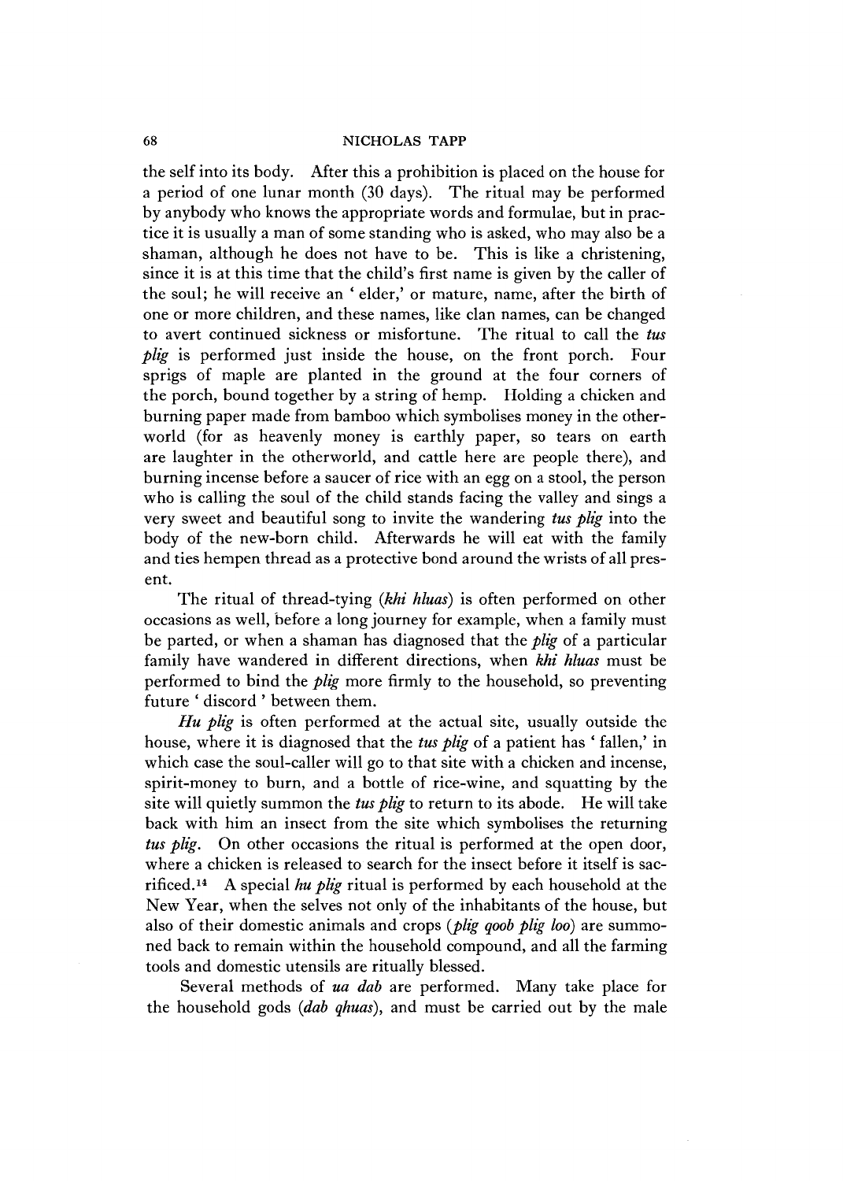the self into its body. After this a prohibition is placed on the house for a period of one lunar month (30 days). The ritual may be performed by anybody who knows the appropriate words and formulae, but in practice it is usually a man of some standing who is asked, who may also be a shaman, although he does not have to be. This is like a christening, since it is at this time that the child's first name is given by the caller of the soul; he will receive an 'elder,' or mature, name, after the birth of one or more children, and these names, like clan names, can be changed to avert continued sickness or misfortune. The ritual to call the *tus plig* is performed just inside the house, on the front porch. Four sprigs of maple are planted in the ground at the four corners of the porch, bound together by a string of hemp. Holding a chicken and burning paper made from bamboo which symbolises money in the otherworld (for as heavenly money is earthly paper, so tears on earth are laughter in the otherworld, and cattle here are people there), and burning incense before a saucer of rice with an egg on a stool, the person who is calling the soul of the child stands facing the valley and sings a very sweet and beautiful song to invite the wandering *tus plig* into the body of the new-born child. Afterwards he will eat with the family and ties hempen thread as a protective bond around the wrists of all present.

The ritual of thread-tying (*khi hluas*) is often performed on other occasions as well, before a long journey for example, when a family must be parted, or when a shaman has diagnosed that the *plig* of a particular family have wandered in different directions, when *khi hluas* must be performed to bind the *plig* more firmly to the household, so preventing future 'discord' between them.

*Hu plig* is often performed at the actual site, usually outside the house, where it is diagnosed that the *tus plig* of a patient has 'fallen,' in which case the soul-caller will go to that site with a chicken and incense, spirit-money to burn, and a bottle of rice-wine, and squatting by the site will quietly summon the *tus plig* to return to its abode. He will take back with him an insect from the site which symbolises the returning *tus plig*. On other occasions the ritual is performed at the open door, where a chicken is released to search for the insect before it itself is sacrificed.[14] A special *hu plig* ritual is performed by each household at the New Year, when the selves not only of the inhabitants of the house, but also of their domestic animals and crops (*plig qoob plig loo*) are summoned back to remain within the household compound, and all the farming tools and domestic utensils are ritually blessed.

Several methods of *ua dab* are performed. Many take place for the household gods (*dab qhuas*), and must be carried out by the male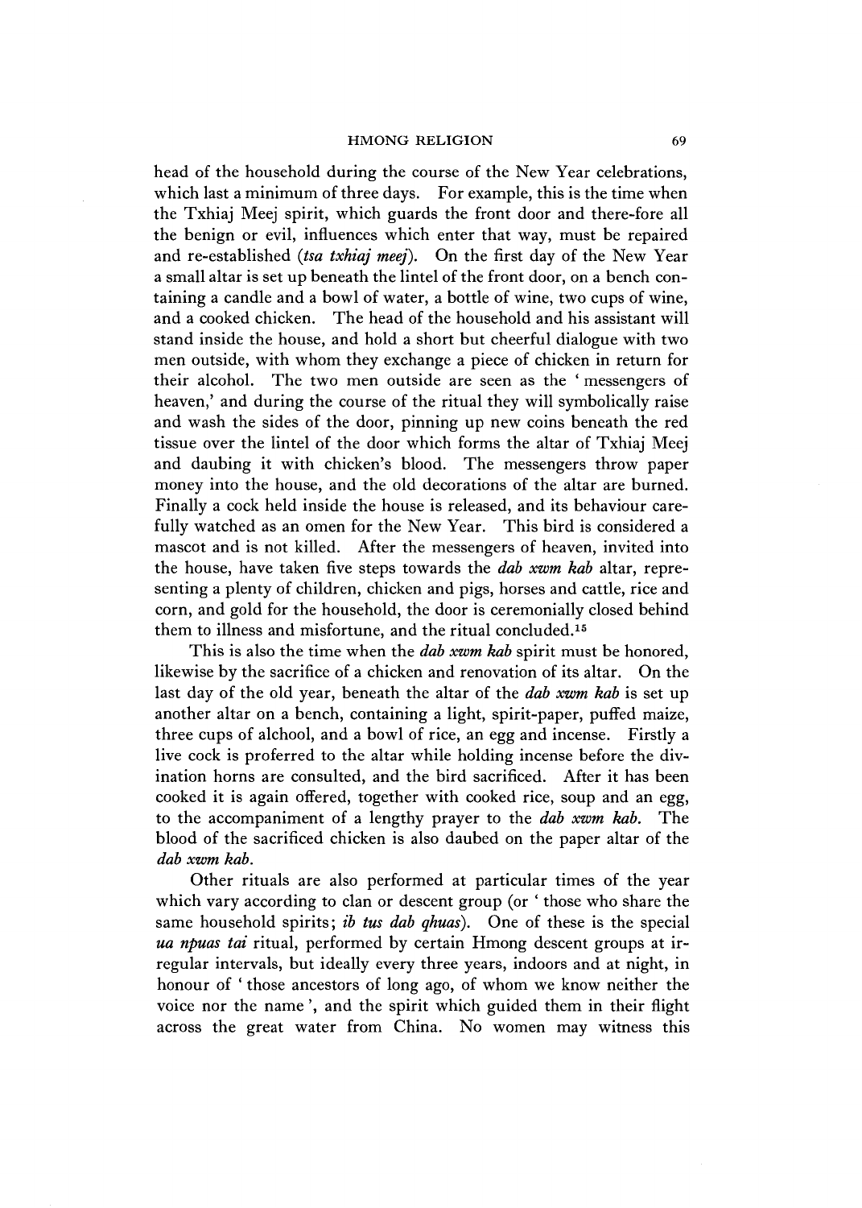head of the household during the course of the New Year celebrations, which last a minimum of three days. For example, this is the time when the Txhiaj Meej spirit, which guards the front door and there-fore all the benign or evil, influences which enter that way, must be repaired and re-established (*tsa txhiaj meej*). On the first day of the New Year a small altar is set up beneath the lintel of the front door, on a bench containing a candle and a bowl of water, a bottle of wine, two cups of wine, and a cooked chicken. The head of the household and his assistant will stand inside the house, and hold a short but cheerful dialogue with two men outside, with whom they exchange a piece of chicken in return for their alcohol. The two men outside are seen as the 'messengers of heaven,' and during the course of the ritual they will symbolically raise and wash the sides of the door, pinning up new coins beneath the red tissue over the lintel of the door which forms the altar of Txhiaj Meej and daubing it with chicken's blood. The messengers throw paper money into the house, and the old decorations of the altar are burned. Finally a cock held inside the house is released, and its behaviour carefully watched as an omen for the New Year. This bird is considered a mascot and is not killed. After the messengers of heaven, invited into the house, have taken five steps towards the *dab xwm kab* altar, representing a plenty of children, chicken and pigs, horses and cattle, rice and corn, and gold for the household, the door is ceremonially closed behind them to illness and misfortune, and the ritual concluded.[15]

This is also the time when the *dab xwm kab* spirit must be honored, likewise by the sacrifice of a chicken and renovation of its altar. On the last day of the old year, beneath the altar of the *dab xwm kab* is set up another altar on a bench, containing a light, spirit-paper, puffed maize, three cups of alchool, and a bowl of rice, an egg and incense. Firstly a live cock is proferred to the altar while holding incense before the divination horns are consulted, and the bird sacrificed. After it has been cooked it is again offered, together with cooked rice, soup and an egg, to the accompaniment of a lengthy prayer to the *dab xwm kab*. The blood of the sacrificed chicken is also daubed on the paper altar of the *dab xwm kab*.

Other rituals are also performed at particular times of the year which vary according to clan or descent group (or 'those who share the same household spirits; *ib tus dab qhuas*). One of these is the special *ua npuas tai* ritual, performed by certain Hmong descent groups at irregular intervals, but ideally every three years, indoors and at night, in honour of 'those ancestors of long ago, of whom we know neither the voice nor the name', and the spirit which guided them in their flight across the great water from China. No women may witness this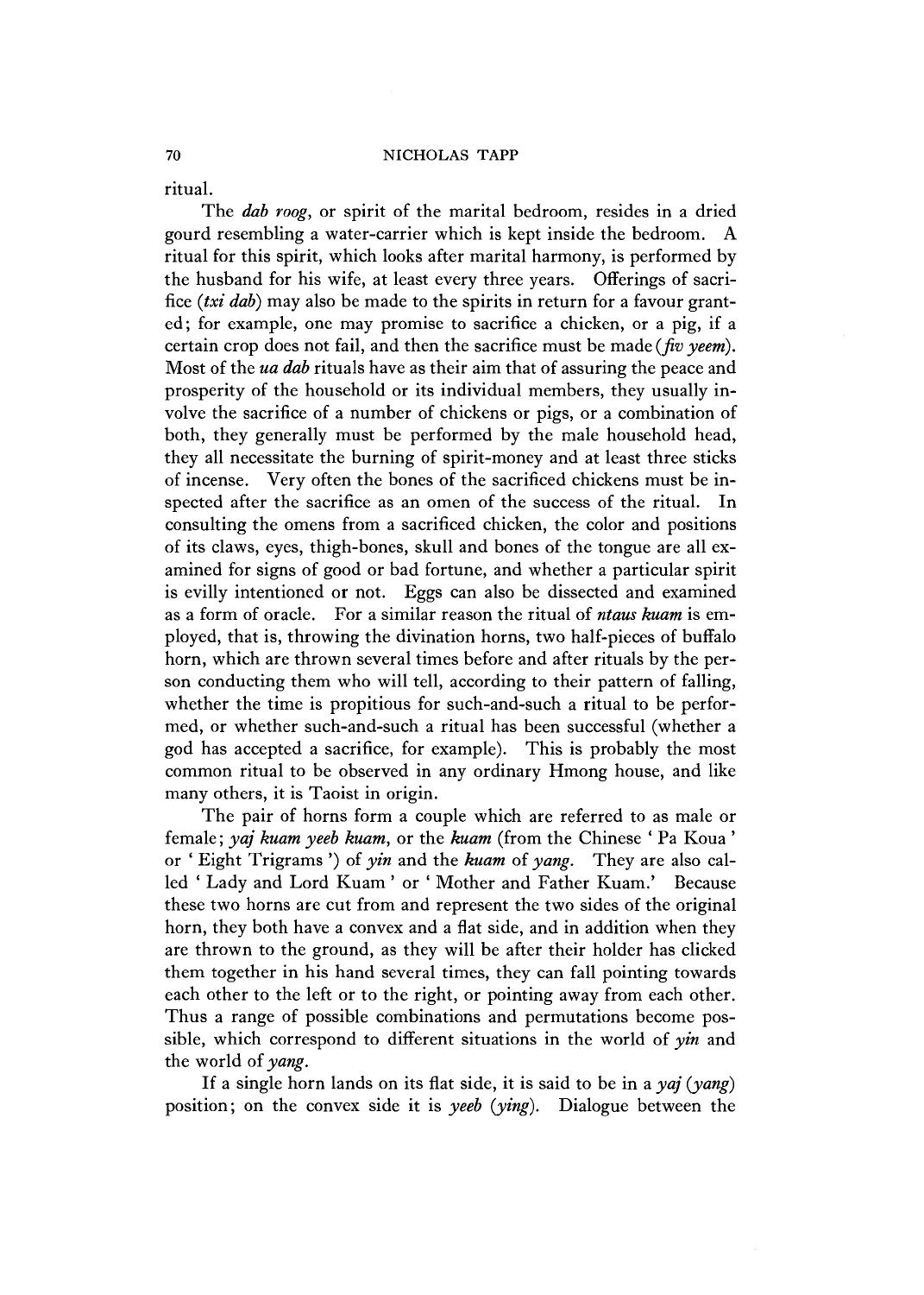ritual.

The *dab roog*, or spirit of the marital bedroom, resides in a dried gourd resembling a water-carrier which is kept inside the bedroom. A ritual for this spirit, which looks after marital harmony, is performed by the husband for his wife, at least every three years. Offerings of sacrifice (*txi dab*) may also be made to the spirits in return for a favour granted; for example, one may promise to sacrifice a chicken, or a pig, if a certain crop does not fail, and then the sacrifice must be made (*fiv yeem*). Most of the *ua dab* rituals have as their aim that of assuring the peace and prosperity of the household or its individual members, they usually involve the sacrifice of a number of chickens or pigs, or a combination of both, they generally must be performed by the male household head, they all necessitate the burning of spirit-money and at least three sticks of incense. Very often the bones of the sacrificed chickens must be inspected after the sacrifice as an omen of the success of the ritual. In consulting the omens from a sacrificed chicken, the color and positions of its claws, eyes, thigh-bones, skull and bones of the tongue are all examined for signs of good or bad fortune, and whether a particular spirit is evilly intentioned or not. Eggs can also be dissected and examined as a form of oracle. For a similar reason the ritual of *ntaus kuam* is employed, that is, throwing the divination horns, two half-pieces of buffalo horn, which are thrown several times before and after rituals by the person conducting them who will tell, according to their pattern of falling, whether the time is propitious for such-and-such a ritual to be performed, or whether such-and-such a ritual has been successful (whether a god has accepted a sacrifice, for example). This is probably the most common ritual to be observed in any ordinary Hmong house, and like many others, it is Taoist in origin.

The pair of horns form a couple which are referred to as male or female; *yaj kuam yeeb kuam*, or the *kuam* (from the Chinese ' Pa Koua ' or ' Eight Trigrams ') of *yin* and the *kuam* of *yang*. They are also called ' Lady and Lord Kuam ' or ' Mother and Father Kuam.' Because these two horns are cut from and represent the two sides of the original horn, they both have a convex and a flat side, and in addition when they are thrown to the ground, as they will be after their holder has clicked them together in his hand several times, they can fall pointing towards each other to the left or to the right, or pointing away from each other. Thus a range of possible combinations and permutations become possible, which correspond to different situations in the world of *yin* and the world of *yang*.

If a single horn lands on its flat side, it is said to be in a *yaj* (*yang*) position; on the convex side it is *yeeb* (*ying*). Dialogue between the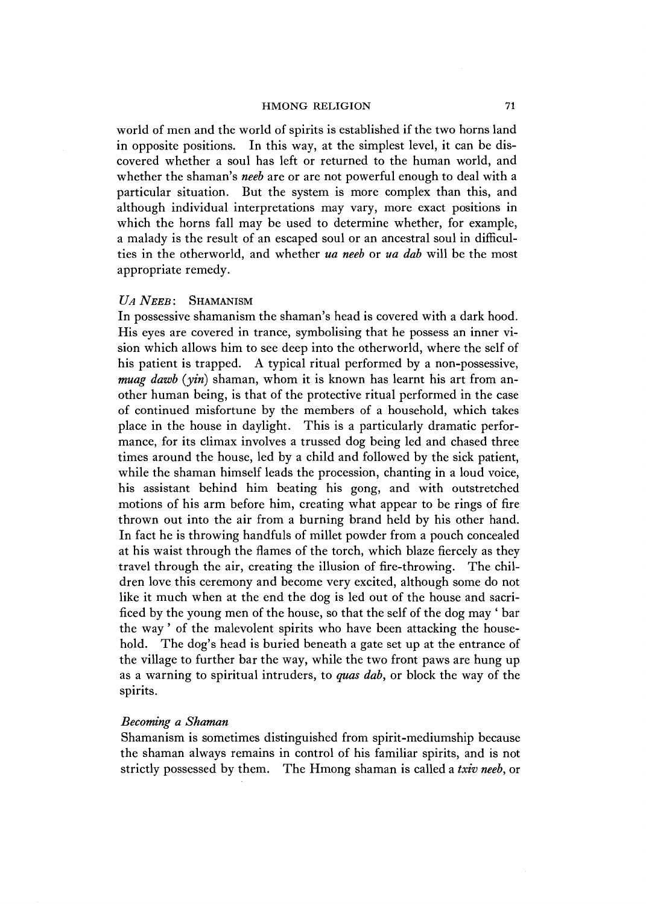world of men and the world of spirits is established if the two horns land in opposite positions. In this way, at the simplest level, it can be discovered whether a soul has left or returned to the human world, and whether the shaman's *neeb* are or are not powerful enough to deal with a particular situation. But the system is more complex than this, and although individual interpretations may vary, more exact positions in which the horns fall may be used to determine whether, for example, a malady is the result of an escaped soul or an ancestral soul in difficulties in the otherworld, and whether *ua neeb* or *ua dab* will be the most appropriate remedy.

## *Ua Neeb*: Shamanism

In possessive shamanism the shaman's head is covered with a dark hood. His eyes are covered in trance, symbolising that he possess an inner vision which allows him to see deep into the otherworld, where the self of his patient is trapped. A typical ritual performed by a non-possessive, *muag dawb (yin)* shaman, whom it is known has learnt his art from another human being, is that of the protective ritual performed in the case of continued misfortune by the members of a household, which takes place in the house in daylight. This is a particularly dramatic performance, for its climax involves a trussed dog being led and chased three times around the house, led by a child and followed by the sick patient, while the shaman himself leads the procession, chanting in a loud voice, his assistant behind him beating his gong, and with outstretched motions of his arm before him, creating what appear to be rings of fire thrown out into the air from a burning brand held by his other hand. In fact he is throwing handfuls of millet powder from a pouch concealed at his waist through the flames of the torch, which blaze fiercely as they travel through the air, creating the illusion of fire-throwing. The children love this ceremony and become very excited, although some do not like it much when at the end the dog is led out of the house and sacrificed by the young men of the house, so that the self of the dog may ' bar the way ' of the malevolent spirits who have been attacking the household. The dog's head is buried beneath a gate set up at the entrance of the village to further bar the way, while the two front paws are hung up as a warning to spiritual intruders, to *quas dab*, or block the way of the spirits.

### *Becoming a Shaman*

Shamanism is sometimes distinguished from spirit-mediumship because the shaman always remains in control of his familiar spirits, and is not strictly possessed by them. The Hmong shaman is called a *txiv neeb*, or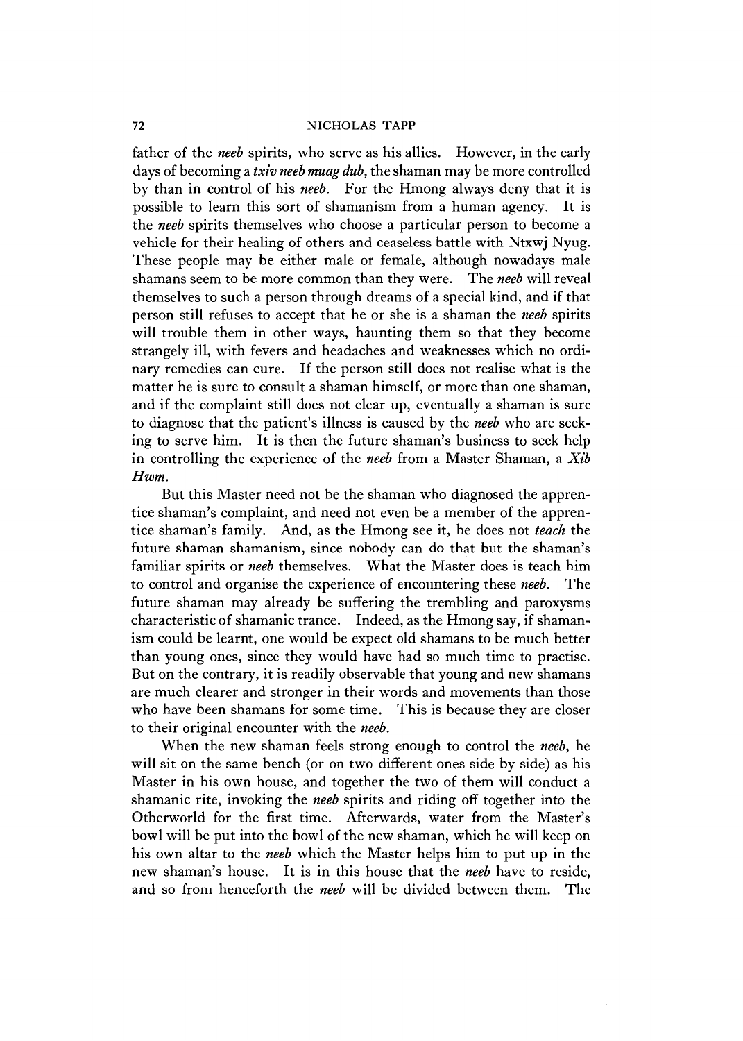father of the *neeb* spirits, who serve as his allies. However, in the early days of becoming a *txiv neeb muag dub*, the shaman may be more controlled by than in control of his *neeb*. For the Hmong always deny that it is possible to learn this sort of shamanism from a human agency. It is the *neeb* spirits themselves who choose a particular person to become a vehicle for their healing of others and ceaseless battle with Ntxwj Nyug. These people may be either male or female, although nowadays male shamans seem to be more common than they were. The *neeb* will reveal themselves to such a person through dreams of a special kind, and if that person still refuses to accept that he or she is a shaman the *neeb* spirits will trouble them in other ways, haunting them so that they become strangely ill, with fevers and headaches and weaknesses which no ordinary remedies can cure. If the person still does not realise what is the matter he is sure to consult a shaman himself, or more than one shaman, and if the complaint still does not clear up, eventually a shaman is sure to diagnose that the patient's illness is caused by the *neeb* who are seeking to serve him. It is then the future shaman's business to seek help in controlling the experience of the *neeb* from a Master Shaman, a *Xib Hwm*.

But this Master need not be the shaman who diagnosed the apprentice shaman's complaint, and need not even be a member of the apprentice shaman's family. And, as the Hmong see it, he does not *teach* the future shaman shamanism, since nobody can do that but the shaman's familiar spirits or *neeb* themselves. What the Master does is teach him to control and organise the experience of encountering these *neeb*. The future shaman may already be suffering the trembling and paroxysms characteristic of shamanic trance. Indeed, as the Hmong say, if shamanism could be learnt, one would be expect old shamans to be much better than young ones, since they would have had so much time to practise. But on the contrary, it is readily observable that young and new shamans are much clearer and stronger in their words and movements than those who have been shamans for some time. This is because they are closer to their original encounter with the *neeb*.

When the new shaman feels strong enough to control the *neeb*, he will sit on the same bench (or on two different ones side by side) as his Master in his own house, and together the two of them will conduct a shamanic rite, invoking the *neeb* spirits and riding off together into the Otherworld for the first time. Afterwards, water from the Master's bowl will be put into the bowl of the new shaman, which he will keep on his own altar to the *neeb* which the Master helps him to put up in the new shaman's house. It is in this house that the *neeb* have to reside, and so from henceforth the *neeb* will be divided between them. The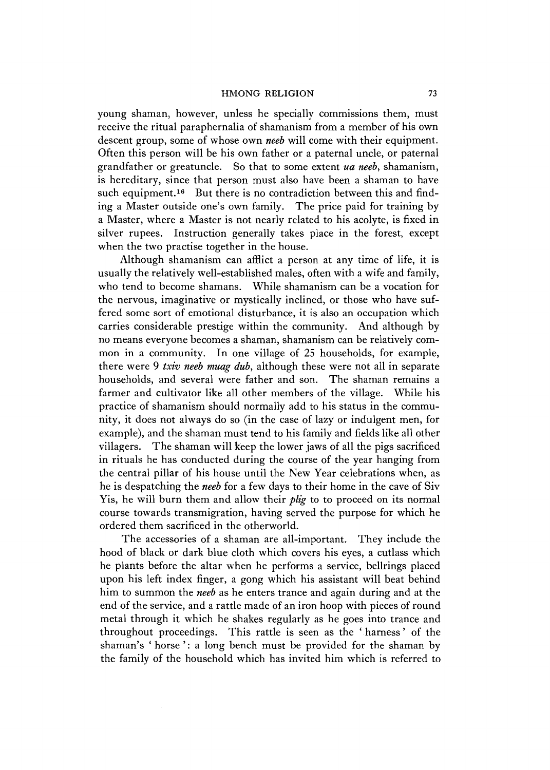young shaman, however, unless he specially commissions them, must receive the ritual paraphernalia of shamanism from a member of his own descent group, some of whose own *neeb* will come with their equipment. Often this person will be his own father or a paternal uncle, or paternal grandfather or greatuncle. So that to some extent *ua neeb*, shamanism, is hereditary, since that person must also have been a shaman to have such equipment.[16] But there is no contradiction between this and finding a Master outside one's own family. The price paid for training by a Master, where a Master is not nearly related to his acolyte, is fixed in silver rupees. Instruction generally takes place in the forest, except when the two practise together in the house.

Although shamanism can afflict a person at any time of life, it is usually the relatively well-established males, often with a wife and family, who tend to become shamans. While shamanism can be a vocation for the nervous, imaginative or mystically inclined, or those who have suffered some sort of emotional disturbance, it is also an occupation which carries considerable prestige within the community. And although by no means everyone becomes a shaman, shamanism can be relatively common in a community. In one village of 25 households, for example, there were 9 *txiv neeb muag dub*, although these were not all in separate households, and several were father and son. The shaman remains a farmer and cultivator like all other members of the village. While his practice of shamanism should normally add to his status in the community, it does not always do so (in the case of lazy or indulgent men, for example), and the shaman must tend to his family and fields like all other villagers. The shaman will keep the lower jaws of all the pigs sacrificed in rituals he has conducted during the course of the year hanging from the central pillar of his house until the New Year celebrations when, as he is despatching the *neeb* for a few days to their home in the cave of Siv Yis, he will burn them and allow their *plig* to to proceed on its normal course towards transmigration, having served the purpose for which he ordered them sacrificed in the otherworld.

The accessories of a shaman are all-important. They include the hood of black or dark blue cloth which covers his eyes, a cutlass which he plants before the altar when he performs a service, bellrings placed upon his left index finger, a gong which his assistant will beat behind him to summon the *neeb* as he enters trance and again during and at the end of the service, and a rattle made of an iron hoop with pieces of round metal through it which he shakes regularly as he goes into trance and throughout proceedings. This rattle is seen as the 'harness' of the shaman's 'horse': a long bench must be provided for the shaman by the family of the household which has invited him which is referred to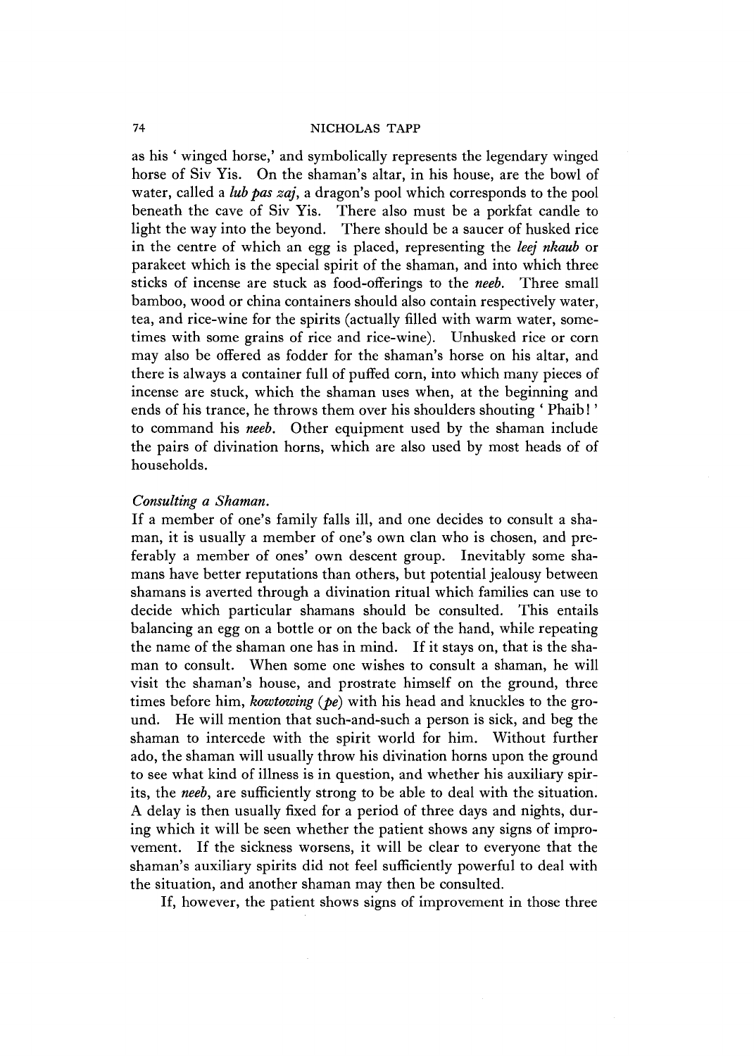as his ' winged horse,' and symbolically represents the legendary winged horse of Siv Yis. On the shaman's altar, in his house, are the bowl of water, called a *lub pas zaj*, a dragon's pool which corresponds to the pool beneath the cave of Siv Yis. There also must be a porkfat candle to light the way into the beyond. There should be a saucer of husked rice in the centre of which an egg is placed, representing the *leej nkaub* or parakeet which is the special spirit of the shaman, and into which three sticks of incense are stuck as food-offerings to the *neeb*. Three small bamboo, wood or china containers should also contain respectively water, tea, and rice-wine for the spirits (actually filled with warm water, sometimes with some grains of rice and rice-wine). Unhusked rice or corn may also be offered as fodder for the shaman's horse on his altar, and there is always a container full of puffed corn, into which many pieces of incense are stuck, which the shaman uses when, at the beginning and ends of his trance, he throws them over his shoulders shouting ' Phaib! ' to command his *neeb*. Other equipment used by the shaman include the pairs of divination horns, which are also used by most heads of of households.

*Consulting a Shaman.*

If a member of one's family falls ill, and one decides to consult a shaman, it is usually a member of one's own clan who is chosen, and preferably a member of ones' own descent group. Inevitably some shamans have better reputations than others, but potential jealousy between shamans is averted through a divination ritual which families can use to decide which particular shamans should be consulted. This entails balancing an egg on a bottle or on the back of the hand, while repeating the name of the shaman one has in mind. If it stays on, that is the shaman to consult. When some one wishes to consult a shaman, he will visit the shaman's house, and prostrate himself on the ground, three times before him, *kowtowing* (*pe*) with his head and knuckles to the ground. He will mention that such-and-such a person is sick, and beg the shaman to intercede with the spirit world for him. Without further ado, the shaman will usually throw his divination horns upon the ground to see what kind of illness is in question, and whether his auxiliary spirits, the *neeb*, are sufficiently strong to be able to deal with the situation. A delay is then usually fixed for a period of three days and nights, during which it will be seen whether the patient shows any signs of improvement. If the sickness worsens, it will be clear to everyone that the shaman's auxiliary spirits did not feel sufficiently powerful to deal with the situation, and another shaman may then be consulted.

If, however, the patient shows signs of improvement in those three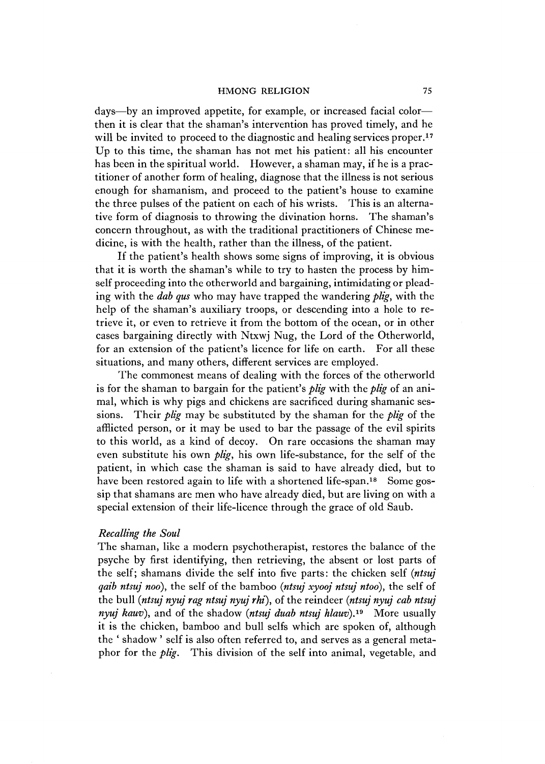days—by an improved appetite, for example, or increased facial color—then it is clear that the shaman's intervention has proved timely, and he will be invited to proceed to the diagnostic and healing services proper.[17] Up to this time, the shaman has not met his patient: all his encounter has been in the spiritual world. However, a shaman may, if he is a practitioner of another form of healing, diagnose that the illness is not serious enough for shamanism, and proceed to the patient's house to examine the three pulses of the patient on each of his wrists. This is an alternative form of diagnosis to throwing the divination horns. The shaman's concern throughout, as with the traditional practitioners of Chinese medicine, is with the health, rather than the illness, of the patient.

If the patient's health shows some signs of improving, it is obvious that it is worth the shaman's while to try to hasten the process by himself proceeding into the otherworld and bargaining, intimidating or pleading with the *dab qus* who may have trapped the wandering *plig*, with the help of the shaman's auxiliary troops, or descending into a hole to retrieve it, or even to retrieve it from the bottom of the ocean, or in other cases bargaining directly with Ntxwj Nug, the Lord of the Otherworld, for an extension of the patient's licence for life on earth. For all these situations, and many others, different services are employed.

The commonest means of dealing with the forces of the otherworld is for the shaman to bargain for the patient's *plig* with the *plig* of an animal, which is why pigs and chickens are sacrificed during shamanic sessions. Their *plig* may be substituted by the shaman for the *plig* of the afflicted person, or it may be used to bar the passage of the evil spirits to this world, as a kind of decoy. On rare occasions the shaman may even substitute his own *plig*, his own life-substance, for the self of the patient, in which case the shaman is said to have already died, but to have been restored again to life with a shortened life-span.[18] Some gossip that shamans are men who have already died, but are living on with a special extension of their life-licence through the grace of old Saub.

### *Recalling the Soul*

The shaman, like a modern psychotherapist, restores the balance of the psyche by first identifying, then retrieving, the absent or lost parts of the self; shamans divide the self into five parts: the chicken self (*ntsuj qaib ntsuj noo*), the self of the bamboo (*ntsuj xyooj ntsuj ntoo*), the self of the bull (*ntsuj nyuj rag ntsuj nyuj rhi*), of the reindeer (*ntsuj nyuj cab ntsuj nyuj kauv*), and of the shadow (*ntsuj duab ntsuj hlauv*).[19] More usually it is the chicken, bamboo and bull selfs which are spoken of, although the 'shadow' self is also often referred to, and serves as a general metaphor for the *plig*. This division of the self into animal, vegetable, and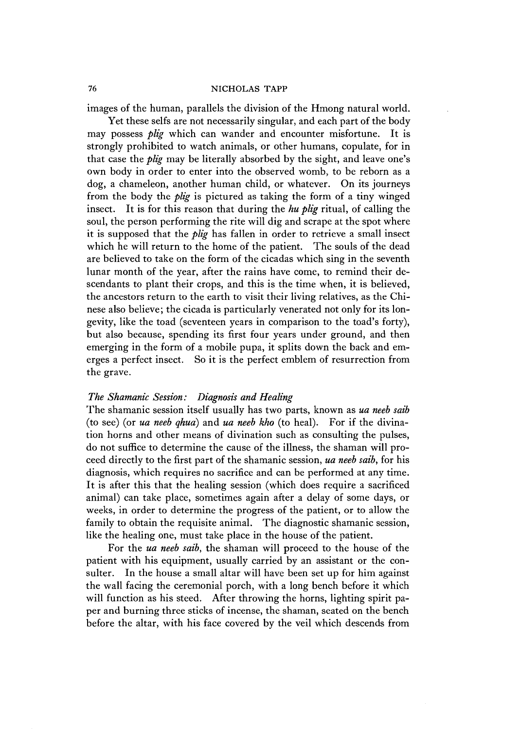images of the human, parallels the division of the Hmong natural world.

Yet these selfs are not necessarily singular, and each part of the body may possess *plig* which can wander and encounter misfortune. It is strongly prohibited to watch animals, or other humans, copulate, for in that case the *plig* may be literally absorbed by the sight, and leave one's own body in order to enter into the observed womb, to be reborn as a dog, a chameleon, another human child, or whatever. On its journeys from the body the *plig* is pictured as taking the form of a tiny winged insect. It is for this reason that during the *hu plig* ritual, of calling the soul, the person performing the rite will dig and scrape at the spot where it is supposed that the *plig* has fallen in order to retrieve a small insect which he will return to the home of the patient. The souls of the dead are believed to take on the form of the cicadas which sing in the seventh lunar month of the year, after the rains have come, to remind their descendants to plant their crops, and this is the time when, it is believed, the ancestors return to the earth to visit their living relatives, as the Chinese also believe; the cicada is particularly venerated not only for its longevity, like the toad (seventeen years in comparison to the toad's forty), but also because, spending its first four years under ground, and then emerging in the form of a mobile pupa, it splits down the back and emerges a perfect insect. So it is the perfect emblem of resurrection from the grave.

### *The Shamanic Session: Diagnosis and Healing*

The shamanic session itself usually has two parts, known as *ua neeb saib* (to see) (or *ua neeb qhua*) and *ua neeb kho* (to heal). For if the divination horns and other means of divination such as consulting the pulses, do not suffice to determine the cause of the illness, the shaman will proceed directly to the first part of the shamanic session, *ua neeb saib*, for his diagnosis, which requires no sacrifice and can be performed at any time. It is after this that the healing session (which does require a sacrificed animal) can take place, sometimes again after a delay of some days, or weeks, in order to determine the progress of the patient, or to allow the family to obtain the requisite animal. The diagnostic shamanic session, like the healing one, must take place in the house of the patient.

For the *ua neeb saib*, the shaman will proceed to the house of the patient with his equipment, usually carried by an assistant or the consulter. In the house a small altar will have been set up for him against the wall facing the ceremonial porch, with a long bench before it which will function as his steed. After throwing the horns, lighting spirit paper and burning three sticks of incense, the shaman, seated on the bench before the altar, with his face covered by the veil which descends from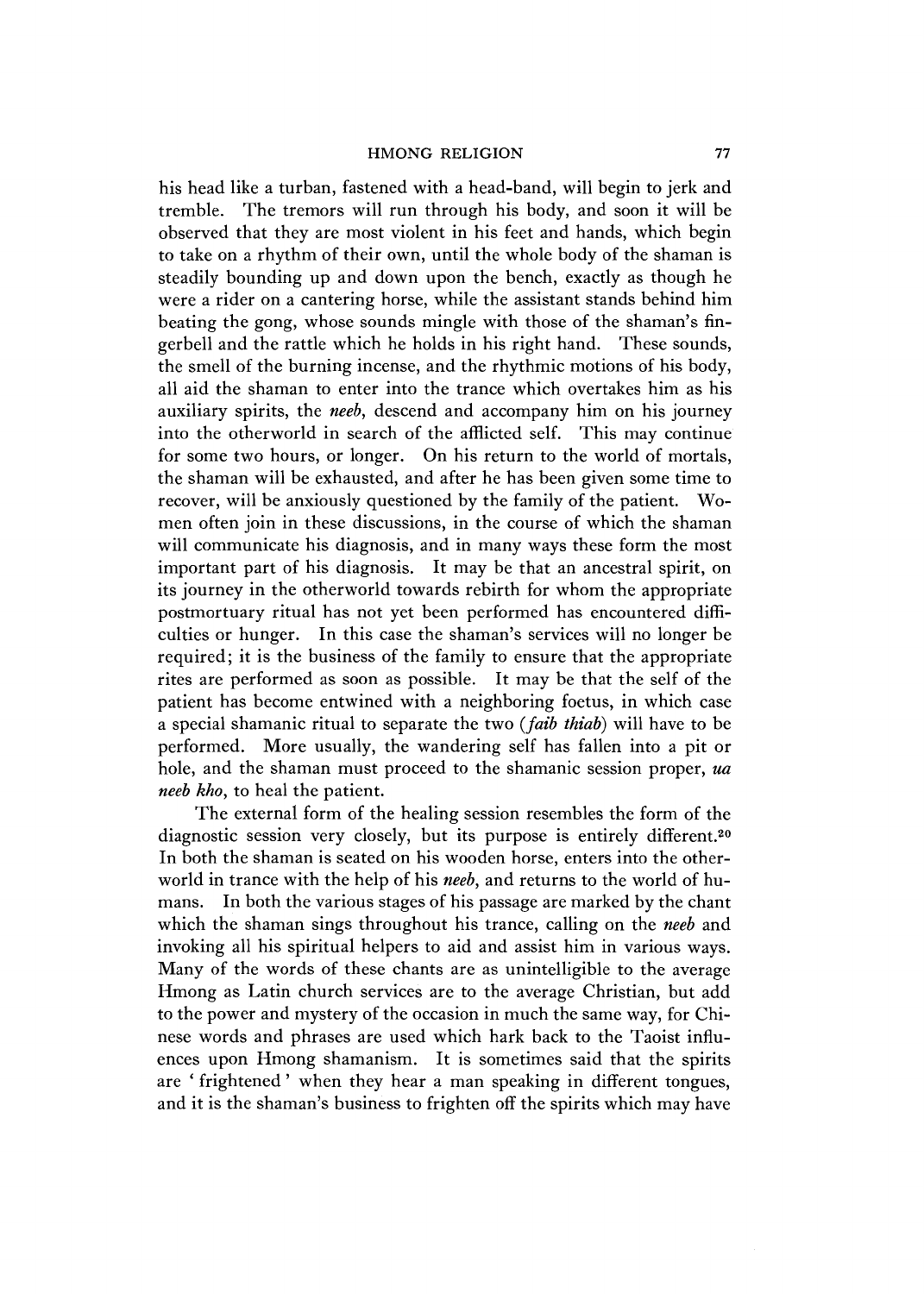his head like a turban, fastened with a head-band, will begin to jerk and tremble. The tremors will run through his body, and soon it will be observed that they are most violent in his feet and hands, which begin to take on a rhythm of their own, until the whole body of the shaman is steadily bounding up and down upon the bench, exactly as though he were a rider on a cantering horse, while the assistant stands behind him beating the gong, whose sounds mingle with those of the shaman's fingerbell and the rattle which he holds in his right hand. These sounds, the smell of the burning incense, and the rhythmic motions of his body, all aid the shaman to enter into the trance which overtakes him as his auxiliary spirits, the *neeb*, descend and accompany him on his journey into the otherworld in search of the afflicted self. This may continue for some two hours, or longer. On his return to the world of mortals, the shaman will be exhausted, and after he has been given some time to recover, will be anxiously questioned by the family of the patient. Women often join in these discussions, in the course of which the shaman will communicate his diagnosis, and in many ways these form the most important part of his diagnosis. It may be that an ancestral spirit, on its journey in the otherworld towards rebirth for whom the appropriate postmortuary ritual has not yet been performed has encountered difficulties or hunger. In this case the shaman's services will no longer be required; it is the business of the family to ensure that the appropriate rites are performed as soon as possible. It may be that the self of the patient has become entwined with a neighboring foetus, in which case a special shamanic ritual to separate the two (*faib thiab*) will have to be performed. More usually, the wandering self has fallen into a pit or hole, and the shaman must proceed to the shamanic session proper, *ua neeb kho*, to heal the patient.

The external form of the healing session resembles the form of the diagnostic session very closely, but its purpose is entirely different.[20] In both the shaman is seated on his wooden horse, enters into the otherworld in trance with the help of his *neeb*, and returns to the world of humans. In both the various stages of his passage are marked by the chant which the shaman sings throughout his trance, calling on the *neeb* and invoking all his spiritual helpers to aid and assist him in various ways. Many of the words of these chants are as unintelligible to the average Hmong as Latin church services are to the average Christian, but add to the power and mystery of the occasion in much the same way, for Chinese words and phrases are used which hark back to the Taoist influences upon Hmong shamanism. It is sometimes said that the spirits are 'frightened' when they hear a man speaking in different tongues, and it is the shaman's business to frighten off the spirits which may have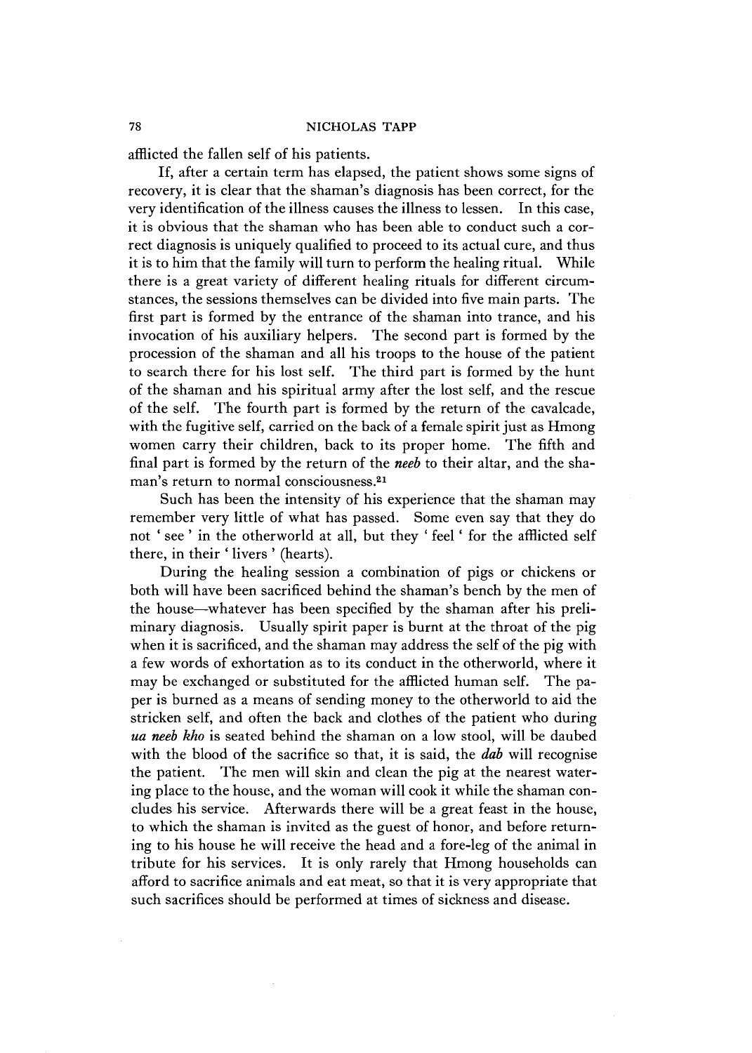afflicted the fallen self of his patients.

If, after a certain term has elapsed, the patient shows some signs of recovery, it is clear that the shaman's diagnosis has been correct, for the very identification of the illness causes the illness to lessen. In this case, it is obvious that the shaman who has been able to conduct such a correct diagnosis is uniquely qualified to proceed to its actual cure, and thus it is to him that the family will turn to perform the healing ritual. While there is a great variety of different healing rituals for different circumstances, the sessions themselves can be divided into five main parts. The first part is formed by the entrance of the shaman into trance, and his invocation of his auxiliary helpers. The second part is formed by the procession of the shaman and all his troops to the house of the patient to search there for his lost self. The third part is formed by the hunt of the shaman and his spiritual army after the lost self, and the rescue of the self. The fourth part is formed by the return of the cavalcade, with the fugitive self, carried on the back of a female spirit just as Hmong women carry their children, back to its proper home. The fifth and final part is formed by the return of the ***neeb*** to their altar, and the shaman's return to normal consciousness.[21]

Such has been the intensity of his experience that the shaman may remember very little of what has passed. Some even say that they do not 'see' in the otherworld at all, but they 'feel' for the afflicted self there, in their 'livers' (hearts).

During the healing session a combination of pigs or chickens or both will have been sacrificed behind the shaman's bench by the men of the house—whatever has been specified by the shaman after his preliminary diagnosis. Usually spirit paper is burnt at the throat of the pig when it is sacrificed, and the shaman may address the self of the pig with a few words of exhortation as to its conduct in the otherworld, where it may be exchanged or substituted for the afflicted human self. The paper is burned as a means of sending money to the otherworld to aid the stricken self, and often the back and clothes of the patient who during ***ua neeb kho*** is seated behind the shaman on a low stool, will be daubed with the blood of the sacrifice so that, it is said, the ***dab*** will recognise the patient. The men will skin and clean the pig at the nearest watering place to the house, and the woman will cook it while the shaman concludes his service. Afterwards there will be a great feast in the house, to which the shaman is invited as the guest of honor, and before returning to his house he will receive the head and a fore-leg of the animal in tribute for his services. It is only rarely that Hmong households can afford to sacrifice animals and eat meat, so that it is very appropriate that such sacrifices should be performed at times of sickness and disease.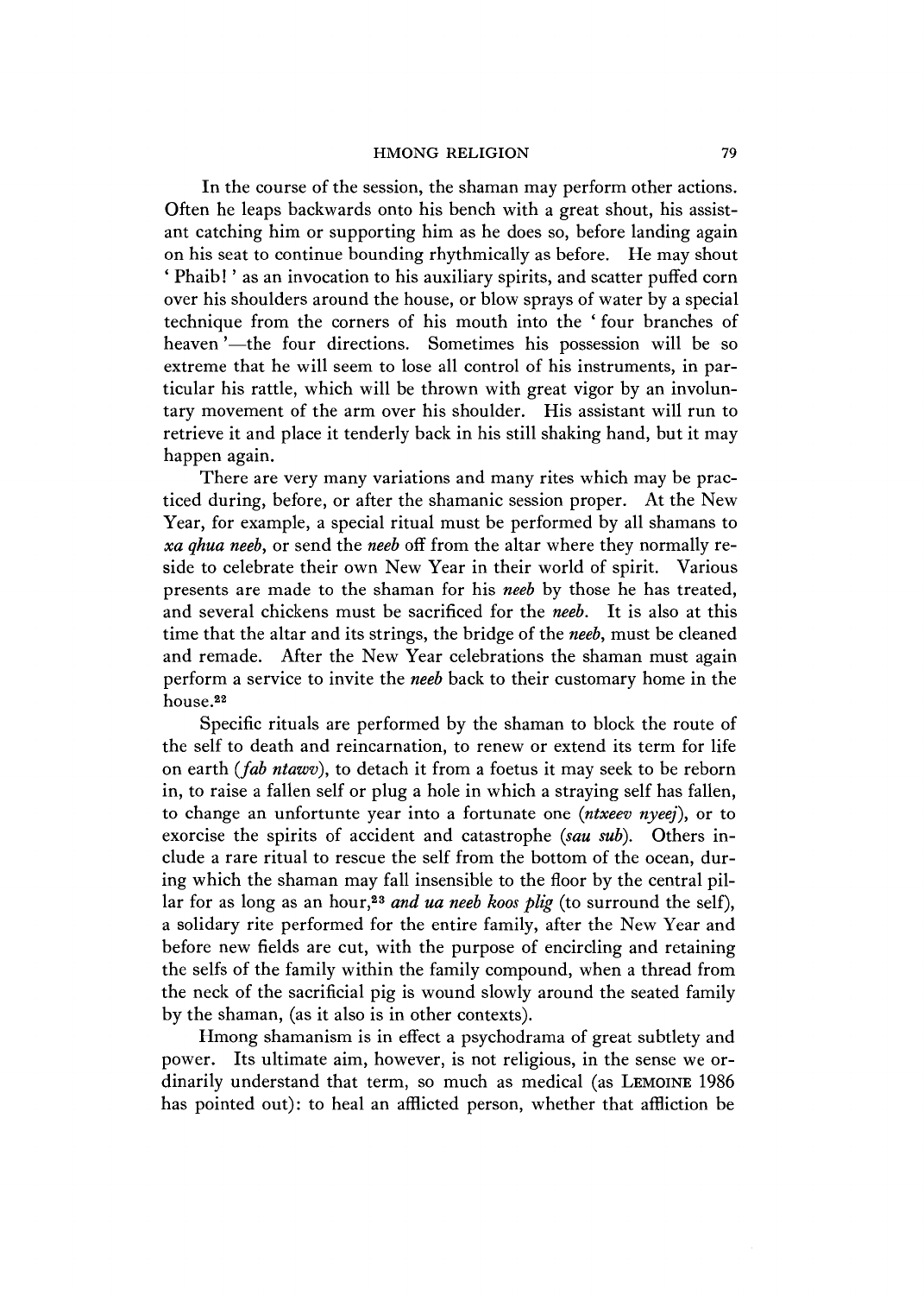In the course of the session, the shaman may perform other actions. Often he leaps backwards onto his bench with a great shout, his assistant catching him or supporting him as he does so, before landing again on his seat to continue bounding rhythmically as before. He may shout ' Phaib! ' as an invocation to his auxiliary spirits, and scatter puffed corn over his shoulders around the house, or blow sprays of water by a special technique from the corners of his mouth into the ' four branches of heaven '—the four directions. Sometimes his possession will be so extreme that he will seem to lose all control of his instruments, in particular his rattle, which will be thrown with great vigor by an involuntary movement of the arm over his shoulder. His assistant will run to retrieve it and place it tenderly back in his still shaking hand, but it may happen again.

There are very many variations and many rites which may be practiced during, before, or after the shamanic session proper. At the New Year, for example, a special ritual must be performed by all shamans to *xa qhua neeb*, or send the *neeb* off from the altar where they normally reside to celebrate their own New Year in their world of spirit. Various presents are made to the shaman for his *neeb* by those he has treated, and several chickens must be sacrificed for the *neeb*. It is also at this time that the altar and its strings, the bridge of the *neeb*, must be cleaned and remade. After the New Year celebrations the shaman must again perform a service to invite the *neeb* back to their customary home in the house.[22]

Specific rituals are performed by the shaman to block the route of the self to death and reincarnation, to renew or extend its term for life on earth (*fab ntawv*), to detach it from a foetus it may seek to be reborn in, to raise a fallen self or plug a hole in which a straying self has fallen, to change an unfortunte year into a fortunate one (*ntxeev nyeej*), or to exorcise the spirits of accident and catastrophe (*sau sub*). Others include a rare ritual to rescue the self from the bottom of the ocean, during which the shaman may fall insensible to the floor by the central pillar for as long as an hour,[23] *and ua neeb koos plig* (to surround the self), a solidary rite performed for the entire family, after the New Year and before new fields are cut, with the purpose of encircling and retaining the selfs of the family within the family compound, when a thread from the neck of the sacrificial pig is wound slowly around the seated family by the shaman, (as it also is in other contexts).

Hmong shamanism is in effect a psychodrama of great subtlety and power. Its ultimate aim, however, is not religious, in the sense we ordinarily understand that term, so much as medical (as LEMOINE 1986 has pointed out): to heal an afflicted person, whether that affliction be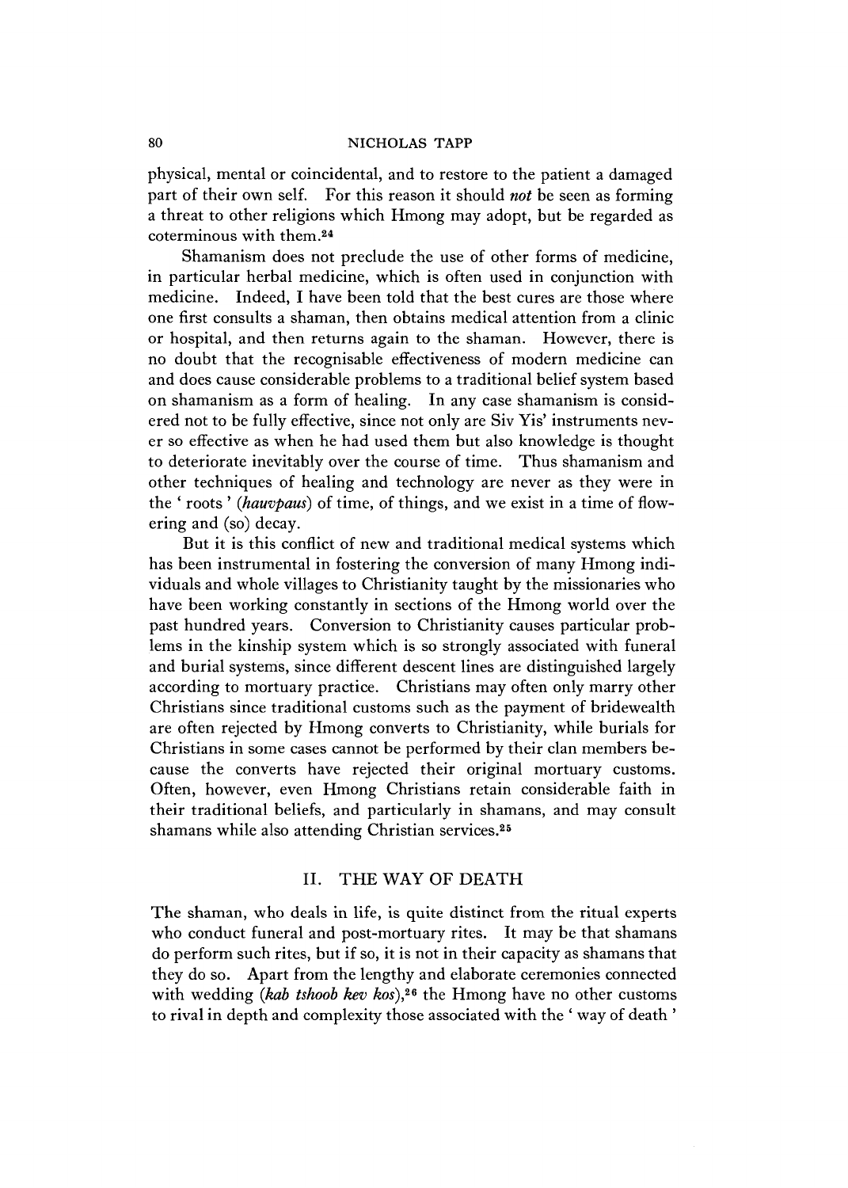physical, mental or coincidental, and to restore to the patient a damaged part of their own self. For this reason it should *not* be seen as forming a threat to other religions which Hmong may adopt, but be regarded as coterminous with them.[24]

Shamanism does not preclude the use of other forms of medicine, in particular herbal medicine, which is often used in conjunction with medicine. Indeed, I have been told that the best cures are those where one first consults a shaman, then obtains medical attention from a clinic or hospital, and then returns again to the shaman. However, there is no doubt that the recognisable effectiveness of modern medicine can and does cause considerable problems to a traditional belief system based on shamanism as a form of healing. In any case shamanism is considered not to be fully effective, since not only are Siv Yis' instruments never so effective as when he had used them but also knowledge is thought to deteriorate inevitably over the course of time. Thus shamanism and other techniques of healing and technology are never as they were in the ' roots ' (*hauvpaus*) of time, of things, and we exist in a time of flowering and (so) decay.

But it is this conflict of new and traditional medical systems which has been instrumental in fostering the conversion of many Hmong individuals and whole villages to Christianity taught by the missionaries who have been working constantly in sections of the Hmong world over the past hundred years. Conversion to Christianity causes particular problems in the kinship system which is so strongly associated with funeral and burial systems, since different descent lines are distinguished largely according to mortuary practice. Christians may often only marry other Christians since traditional customs such as the payment of bridewealth are often rejected by Hmong converts to Christianity, while burials for Christians in some cases cannot be performed by their clan members because the converts have rejected their original mortuary customs. Often, however, even Hmong Christians retain considerable faith in their traditional beliefs, and particularly in shamans, and may consult shamans while also attending Christian services.[25]

## II. THE WAY OF DEATH

The shaman, who deals in life, is quite distinct from the ritual experts who conduct funeral and post-mortuary rites. It may be that shamans do perform such rites, but if so, it is not in their capacity as shamans that they do so. Apart from the lengthy and elaborate ceremonies connected with wedding (*kab tshoob kev kos*),[26] the Hmong have no other customs to rival in depth and complexity those associated with the ' way of death '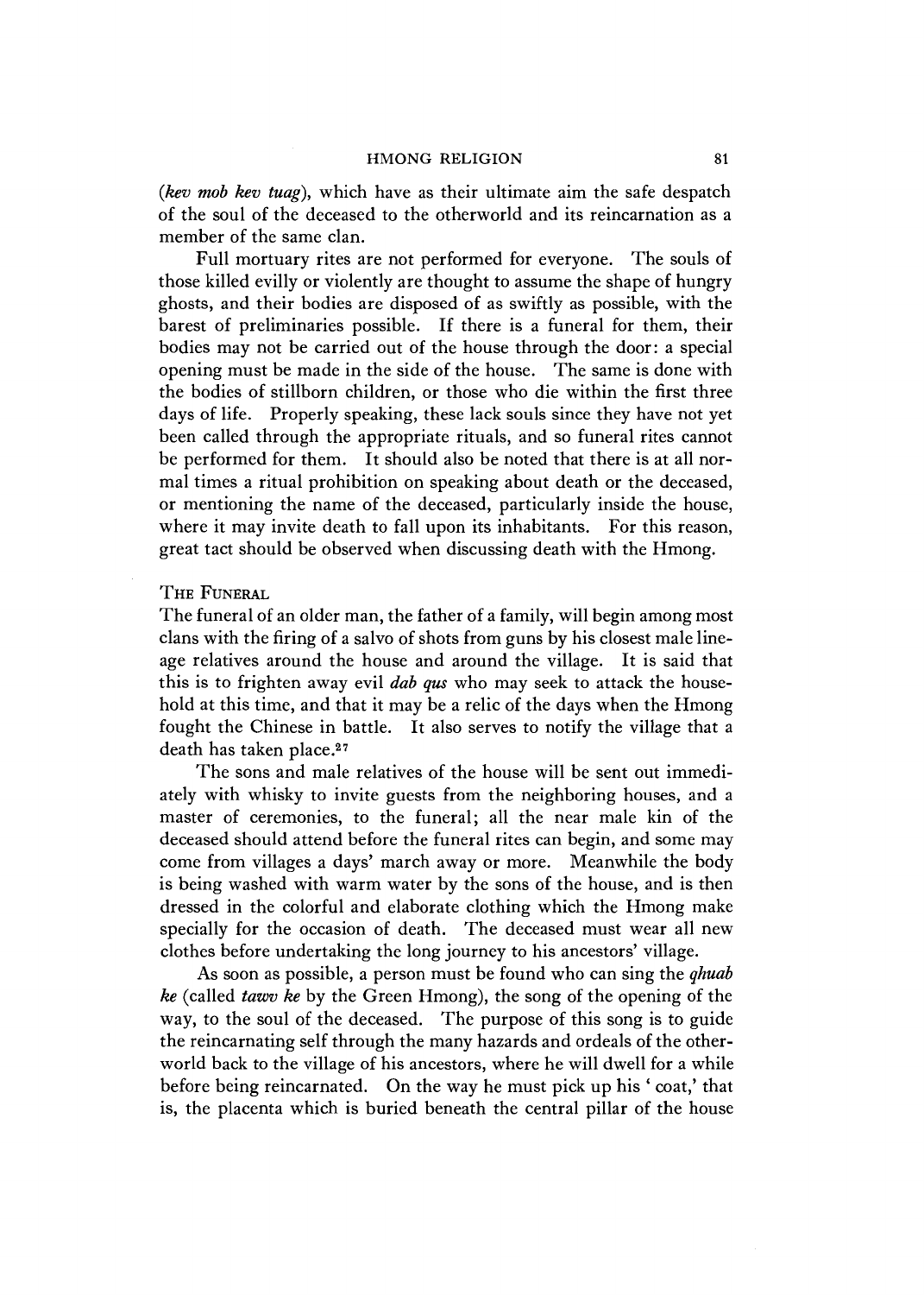(*kev mob kev tuag*), which have as their ultimate aim the safe despatch of the soul of the deceased to the otherworld and its reincarnation as a member of the same clan.

Full mortuary rites are not performed for everyone. The souls of those killed evilly or violently are thought to assume the shape of hungry ghosts, and their bodies are disposed of as swiftly as possible, with the barest of preliminaries possible. If there is a funeral for them, their bodies may not be carried out of the house through the door: a special opening must be made in the side of the house. The same is done with the bodies of stillborn children, or those who die within the first three days of life. Properly speaking, these lack souls since they have not yet been called through the appropriate rituals, and so funeral rites cannot be performed for them. It should also be noted that there is at all normal times a ritual prohibition on speaking about death or the deceased, or mentioning the name of the deceased, particularly inside the house, where it may invite death to fall upon its inhabitants. For this reason, great tact should be observed when discussing death with the Hmong.

### The Funeral

The funeral of an older man, the father of a family, will begin among most clans with the firing of a salvo of shots from guns by his closest male lineage relatives around the house and around the village. It is said that this is to frighten away evil *dab qus* who may seek to attack the household at this time, and that it may be a relic of the days when the Hmong fought the Chinese in battle. It also serves to notify the village that a death has taken place.[27]

The sons and male relatives of the house will be sent out immediately with whisky to invite guests from the neighboring houses, and a master of ceremonies, to the funeral; all the near male kin of the deceased should attend before the funeral rites can begin, and some may come from villages a days' march away or more. Meanwhile the body is being washed with warm water by the sons of the house, and is then dressed in the colorful and elaborate clothing which the Hmong make specially for the occasion of death. The deceased must wear all new clothes before undertaking the long journey to his ancestors' village.

As soon as possible, a person must be found who can sing the *qhuab ke* (called *tawv ke* by the Green Hmong), the song of the opening of the way, to the soul of the deceased. The purpose of this song is to guide the reincarnating self through the many hazards and ordeals of the otherworld back to the village of his ancestors, where he will dwell for a while before being reincarnated. On the way he must pick up his 'coat,' that is, the placenta which is buried beneath the central pillar of the house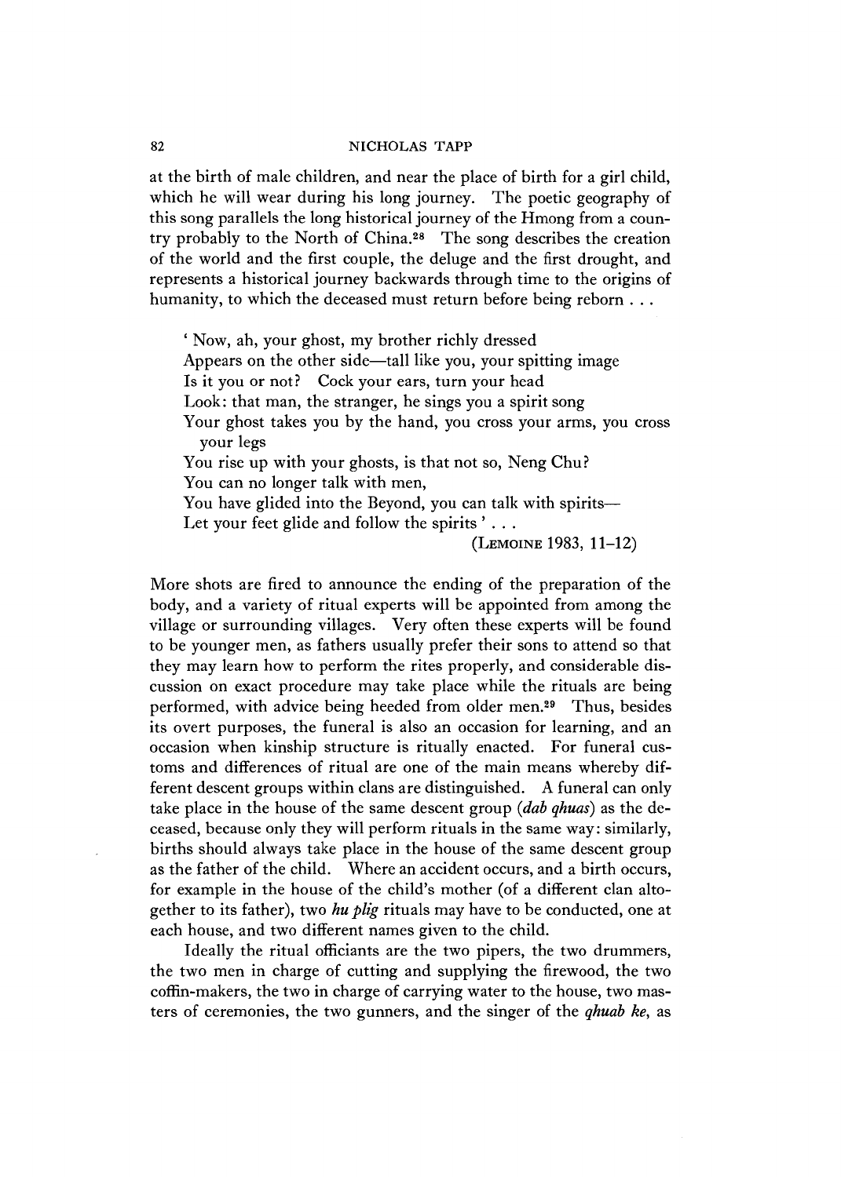at the birth of male children, and near the place of birth for a girl child, which he will wear during his long journey. The poetic geography of this song parallels the long historical journey of the Hmong from a country probably to the North of China.[28] The song describes the creation of the world and the first couple, the deluge and the first drought, and represents a historical journey backwards through time to the origins of humanity, to which the deceased must return before being reborn . . .

> ' Now, ah, your ghost, my brother richly dressed
> Appears on the other side—tall like you, your spitting image
> Is it you or not? Cock your ears, turn your head
> Look: that man, the stranger, he sings you a spirit song
> Your ghost takes you by the hand, you cross your arms, you cross your legs
> You rise up with your ghosts, is that not so, Neng Chu?
> You can no longer talk with men,
> You have glided into the Beyond, you can talk with spirits—
> Let your feet glide and follow the spirits ' . . .
>
> (LEMOINE 1983, 11–12)

More shots are fired to announce the ending of the preparation of the body, and a variety of ritual experts will be appointed from among the village or surrounding villages. Very often these experts will be found to be younger men, as fathers usually prefer their sons to attend so that they may learn how to perform the rites properly, and considerable discussion on exact procedure may take place while the rituals are being performed, with advice being heeded from older men.[29] Thus, besides its overt purposes, the funeral is also an occasion for learning, and an occasion when kinship structure is ritually enacted. For funeral customs and differences of ritual are one of the main means whereby different descent groups within clans are distinguished. A funeral can only take place in the house of the same descent group (*dab qhuas*) as the deceased, because only they will perform rituals in the same way: similarly, births should always take place in the house of the same descent group as the father of the child. Where an accident occurs, and a birth occurs, for example in the house of the child's mother (of a different clan altogether to its father), two *hu plig* rituals may have to be conducted, one at each house, and two different names given to the child.

Ideally the ritual officiants are the two pipers, the two drummers, the two men in charge of cutting and supplying the firewood, the two coffin-makers, the two in charge of carrying water to the house, two masters of ceremonies, the two gunners, and the singer of the *qhuab ke*, as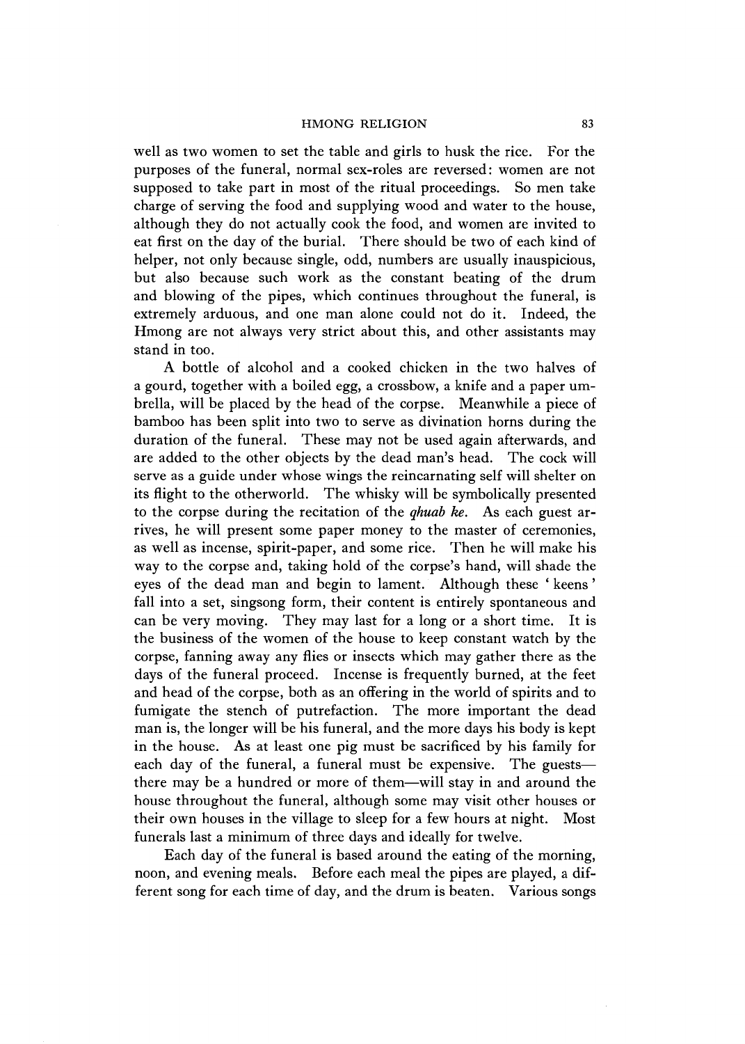well as two women to set the table and girls to husk the rice. For the purposes of the funeral, normal sex-roles are reversed: women are not supposed to take part in most of the ritual proceedings. So men take charge of serving the food and supplying wood and water to the house, although they do not actually cook the food, and women are invited to eat first on the day of the burial. There should be two of each kind of helper, not only because single, odd, numbers are usually inauspicious, but also because such work as the constant beating of the drum and blowing of the pipes, which continues throughout the funeral, is extremely arduous, and one man alone could not do it. Indeed, the Hmong are not always very strict about this, and other assistants may stand in too.

A bottle of alcohol and a cooked chicken in the two halves of a gourd, together with a boiled egg, a crossbow, a knife and a paper umbrella, will be placed by the head of the corpse. Meanwhile a piece of bamboo has been split into two to serve as divination horns during the duration of the funeral. These may not be used again afterwards, and are added to the other objects by the dead man's head. The cock will serve as a guide under whose wings the reincarnating self will shelter on its flight to the otherworld. The whisky will be symbolically presented to the corpse during the recitation of the ***qhuab ke***. As each guest arrives, he will present some paper money to the master of ceremonies, as well as incense, spirit-paper, and some rice. Then he will make his way to the corpse and, taking hold of the corpse's hand, will shade the eyes of the dead man and begin to lament. Although these ' keens ' fall into a set, singsong form, their content is entirely spontaneous and can be very moving. They may last for a long or a short time. It is the business of the women of the house to keep constant watch by the corpse, fanning away any flies or insects which may gather there as the days of the funeral proceed. Incense is frequently burned, at the feet and head of the corpse, both as an offering in the world of spirits and to fumigate the stench of putrefaction. The more important the dead man is, the longer will be his funeral, and the more days his body is kept in the house. As at least one pig must be sacrificed by his family for each day of the funeral, a funeral must be expensive. The guests—there may be a hundred or more of them—will stay in and around the house throughout the funeral, although some may visit other houses or their own houses in the village to sleep for a few hours at night. Most funerals last a minimum of three days and ideally for twelve.

Each day of the funeral is based around the eating of the morning, noon, and evening meals. Before each meal the pipes are played, a different song for each time of day, and the drum is beaten. Various songs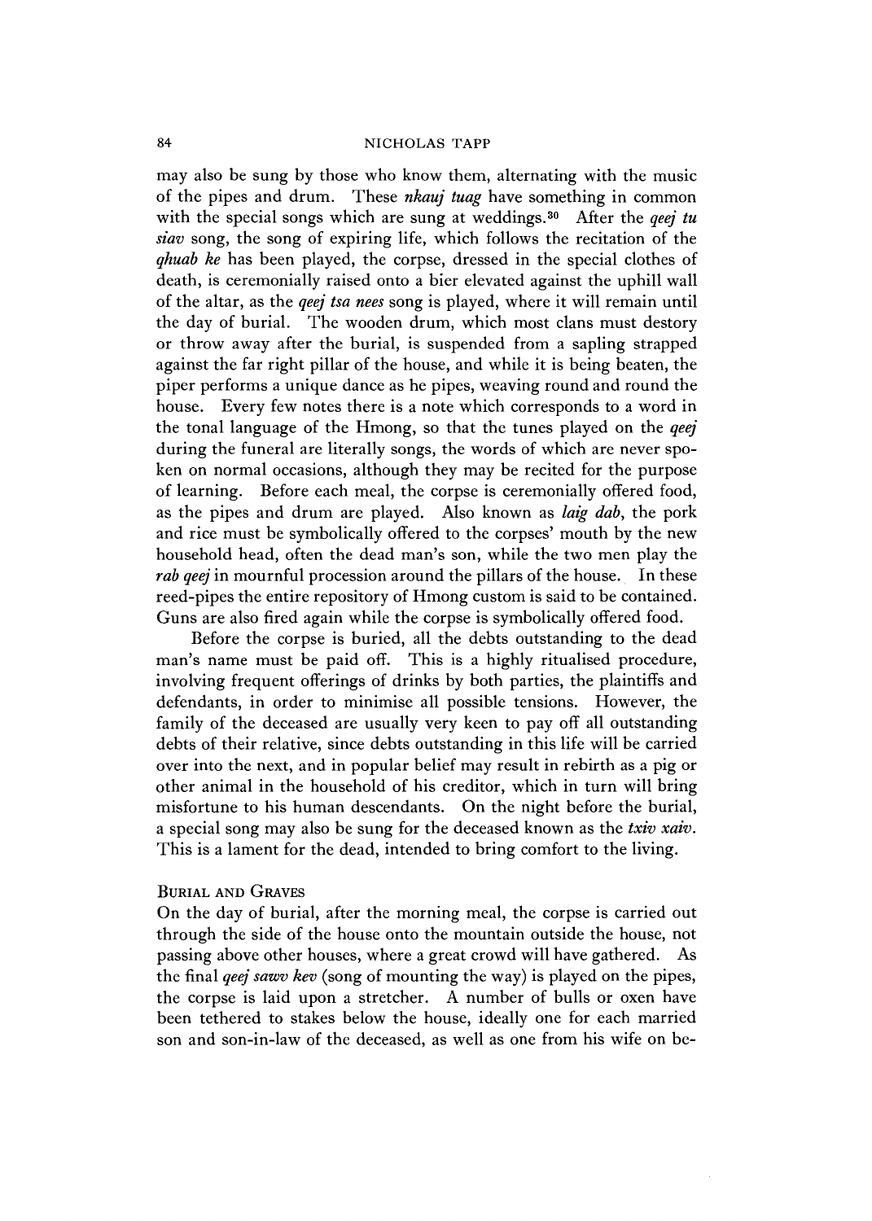may also be sung by those who know them, alternating with the music of the pipes and drum. These *nkauj tuag* have something in common with the special songs which are sung at weddings.[30] After the *qeej tu siav* song, the song of expiring life, which follows the recitation of the *qhuab ke* has been played, the corpse, dressed in the special clothes of death, is ceremonially raised onto a bier elevated against the uphill wall of the altar, as the *qeej tsa nees* song is played, where it will remain until the day of burial. The wooden drum, which most clans must destory or throw away after the burial, is suspended from a sapling strapped against the far right pillar of the house, and while it is being beaten, the piper performs a unique dance as he pipes, weaving round and round the house. Every few notes there is a note which corresponds to a word in the tonal language of the Hmong, so that the tunes played on the *qeej* during the funeral are literally songs, the words of which are never spoken on normal occasions, although they may be recited for the purpose of learning. Before each meal, the corpse is ceremonially offered food, as the pipes and drum are played. Also known as *laig dab*, the pork and rice must be symbolically offered to the corpses' mouth by the new household head, often the dead man's son, while the two men play the *rab qeej* in mournful procession around the pillars of the house. In these reed-pipes the entire repository of Hmong custom is said to be contained. Guns are also fired again while the corpse is symbolically offered food.

Before the corpse is buried, all the debts outstanding to the dead man's name must be paid off. This is a highly ritualised procedure, involving frequent offerings of drinks by both parties, the plaintiffs and defendants, in order to minimise all possible tensions. However, the family of the deceased are usually very keen to pay off all outstanding debts of their relative, since debts outstanding in this life will be carried over into the next, and in popular belief may result in rebirth as a pig or other animal in the household of his creditor, which in turn will bring misfortune to his human descendants. On the night before the burial, a special song may also be sung for the deceased known as the *txiv xaiv*. This is a lament for the dead, intended to bring comfort to the living.

## Burial and Graves

On the day of burial, after the morning meal, the corpse is carried out through the side of the house onto the mountain outside the house, not passing above other houses, where a great crowd will have gathered. As the final *qeej sawv kev* (song of mounting the way) is played on the pipes, the corpse is laid upon a stretcher. A number of bulls or oxen have been tethered to stakes below the house, ideally one for each married son and son-in-law of the deceased, as well as one from his wife on be-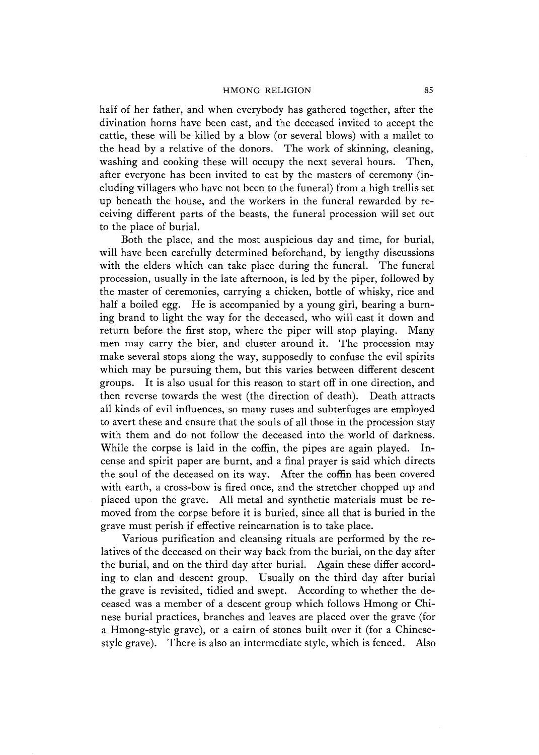half of her father, and when everybody has gathered together, after the divination horns have been cast, and the deceased invited to accept the cattle, these will be killed by a blow (or several blows) with a mallet to the head by a relative of the donors. The work of skinning, cleaning, washing and cooking these will occupy the next several hours. Then, after everyone has been invited to eat by the masters of ceremony (including villagers who have not been to the funeral) from a high trellis set up beneath the house, and the workers in the funeral rewarded by receiving different parts of the beasts, the funeral procession will set out to the place of burial.

Both the place, and the most auspicious day and time, for burial, will have been carefully determined beforehand, by lengthy discussions with the elders which can take place during the funeral. The funeral procession, usually in the late afternoon, is led by the piper, followed by the master of ceremonies, carrying a chicken, bottle of whisky, rice and half a boiled egg. He is accompanied by a young girl, bearing a burning brand to light the way for the deceased, who will cast it down and return before the first stop, where the piper will stop playing. Many men may carry the bier, and cluster around it. The procession may make several stops along the way, supposedly to confuse the evil spirits which may be pursuing them, but this varies between different descent groups. It is also usual for this reason to start off in one direction, and then reverse towards the west (the direction of death). Death attracts all kinds of evil influences, so many ruses and subterfuges are employed to avert these and ensure that the souls of all those in the procession stay with them and do not follow the deceased into the world of darkness. While the corpse is laid in the coffin, the pipes are again played. Incense and spirit paper are burnt, and a final prayer is said which directs the soul of the deceased on its way. After the coffin has been covered with earth, a cross-bow is fired once, and the stretcher chopped up and placed upon the grave. All metal and synthetic materials must be removed from the corpse before it is buried, since all that is buried in the grave must perish if effective reincarnation is to take place.

Various purification and cleansing rituals are performed by the relatives of the deceased on their way back from the burial, on the day after the burial, and on the third day after burial. Again these differ according to clan and descent group. Usually on the third day after burial the grave is revisited, tidied and swept. According to whether the deceased was a member of a descent group which follows Hmong or Chinese burial practices, branches and leaves are placed over the grave (for a Hmong-style grave), or a cairn of stones built over it (for a Chinese-style grave). There is also an intermediate style, which is fenced. Also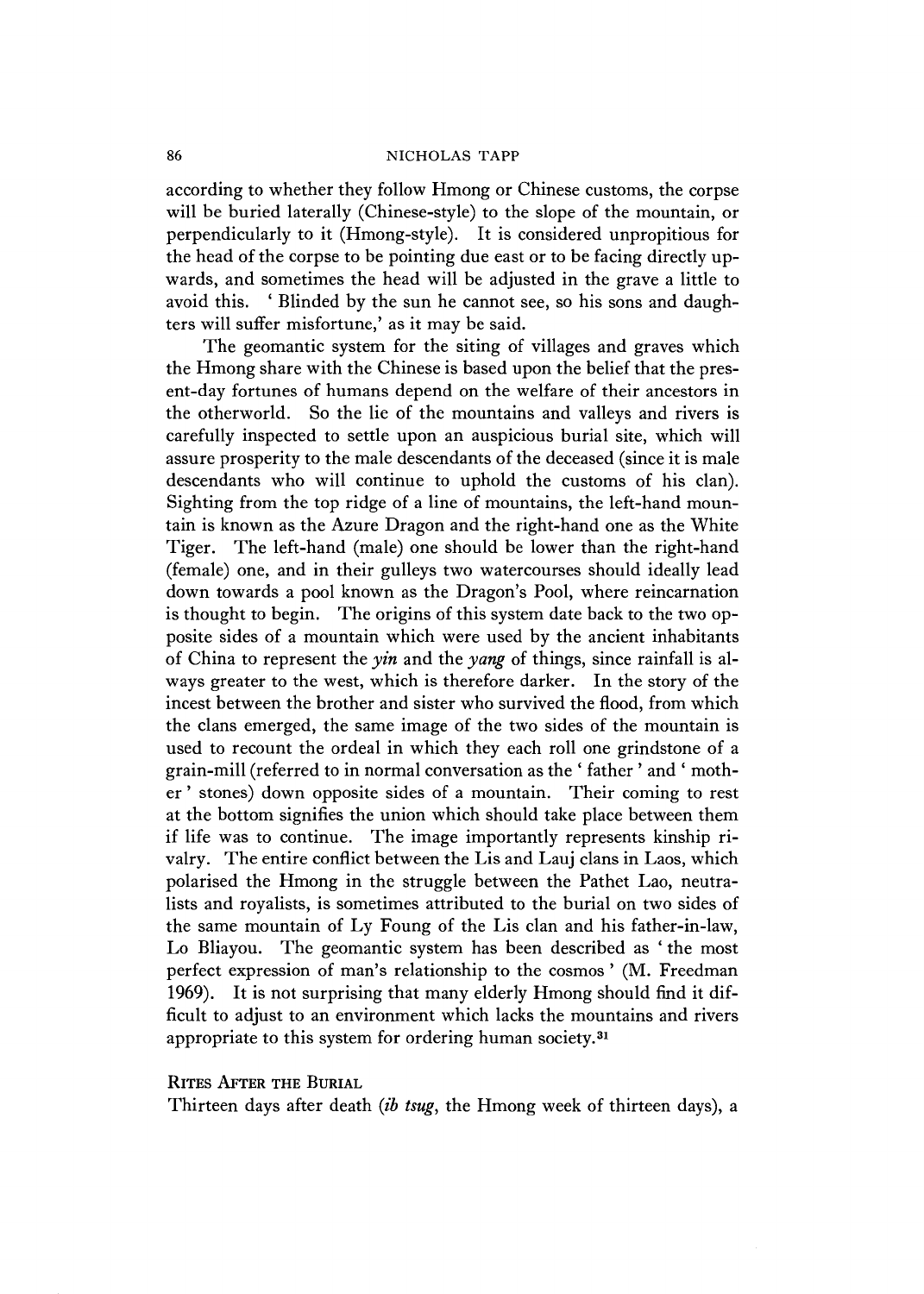according to whether they follow Hmong or Chinese customs, the corpse will be buried laterally (Chinese-style) to the slope of the mountain, or perpendicularly to it (Hmong-style). It is considered unpropitious for the head of the corpse to be pointing due east or to be facing directly upwards, and sometimes the head will be adjusted in the grave a little to avoid this. 'Blinded by the sun he cannot see, so his sons and daughters will suffer misfortune,' as it may be said.

The geomantic system for the siting of villages and graves which the Hmong share with the Chinese is based upon the belief that the present-day fortunes of humans depend on the welfare of their ancestors in the otherworld. So the lie of the mountains and valleys and rivers is carefully inspected to settle upon an auspicious burial site, which will assure prosperity to the male descendants of the deceased (since it is male descendants who will continue to uphold the customs of his clan). Sighting from the top ridge of a line of mountains, the left-hand mountain is known as the Azure Dragon and the right-hand one as the White Tiger. The left-hand (male) one should be lower than the right-hand (female) one, and in their gulleys two watercourses should ideally lead down towards a pool known as the Dragon's Pool, where reincarnation is thought to begin. The origins of this system date back to the two opposite sides of a mountain which were used by the ancient inhabitants of China to represent the *yin* and the *yang* of things, since rainfall is always greater to the west, which is therefore darker. In the story of the incest between the brother and sister who survived the flood, from which the clans emerged, the same image of the two sides of the mountain is used to recount the ordeal in which they each roll one grindstone of a grain-mill (referred to in normal conversation as the 'father' and 'mother' stones) down opposite sides of a mountain. Their coming to rest at the bottom signifies the union which should take place between them if life was to continue. The image importantly represents kinship rivalry. The entire conflict between the Lis and Lauj clans in Laos, which polarised the Hmong in the struggle between the Pathet Lao, neutralists and royalists, is sometimes attributed to the burial on two sides of the same mountain of Ly Foung of the Lis clan and his father-in-law, Lo Bliayou. The geomantic system has been described as 'the most perfect expression of man's relationship to the cosmos' (M. Freedman 1969). It is not surprising that many elderly Hmong should find it difficult to adjust to an environment which lacks the mountains and rivers appropriate to this system for ordering human society.[31]

## Rites After the Burial

Thirteen days after death (*ib tsug*, the Hmong week of thirteen days), a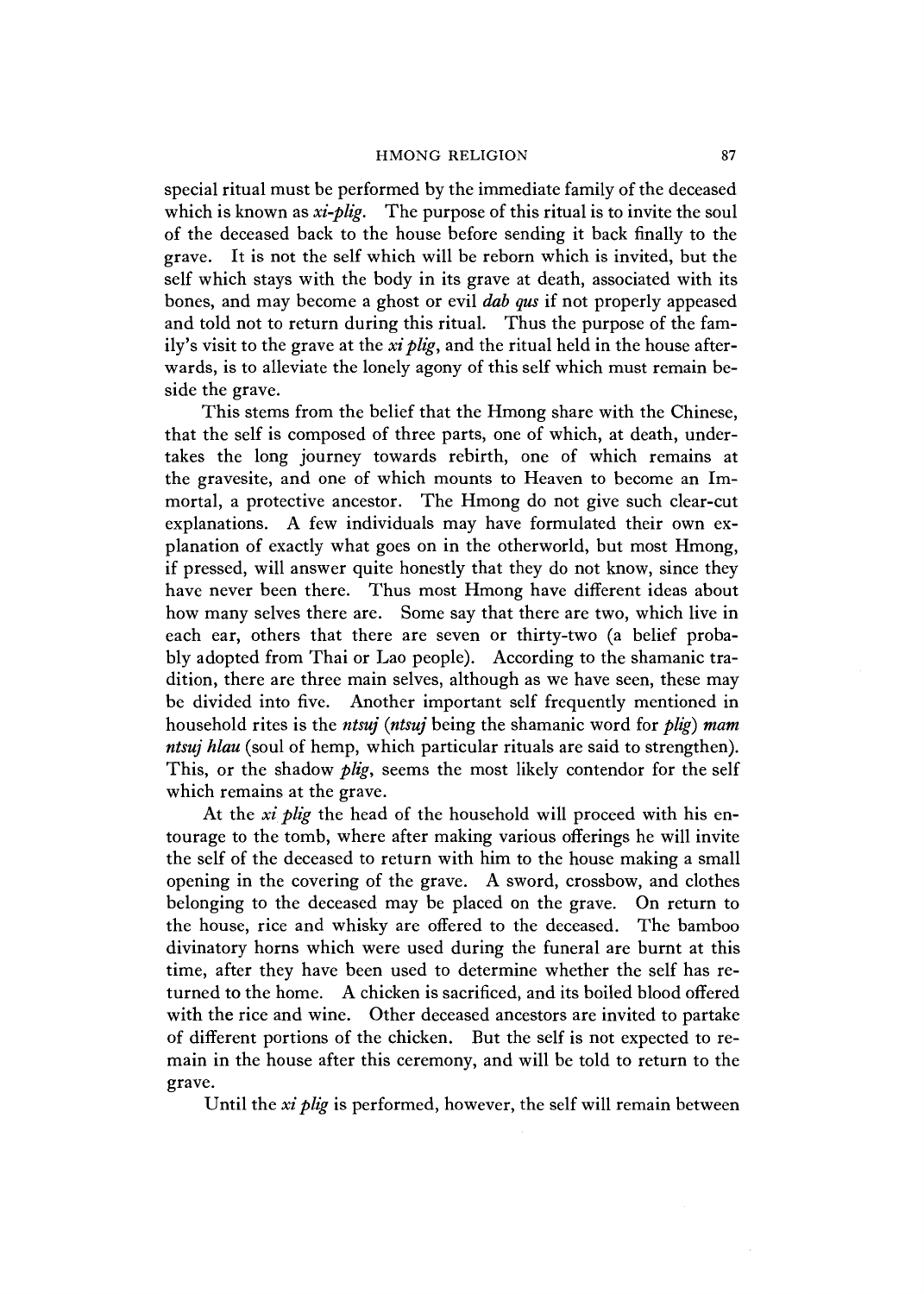special ritual must be performed by the immediate family of the deceased which is known as *xi-plig*. The purpose of this ritual is to invite the soul of the deceased back to the house before sending it back finally to the grave. It is not the self which will be reborn which is invited, but the self which stays with the body in its grave at death, associated with its bones, and may become a ghost or evil *dab qus* if not properly appeased and told not to return during this ritual. Thus the purpose of the family's visit to the grave at the *xi plig*, and the ritual held in the house afterwards, is to alleviate the lonely agony of this self which must remain beside the grave.

This stems from the belief that the Hmong share with the Chinese, that the self is composed of three parts, one of which, at death, undertakes the long journey towards rebirth, one of which remains at the gravesite, and one of which mounts to Heaven to become an Immortal, a protective ancestor. The Hmong do not give such clear-cut explanations. A few individuals may have formulated their own explanation of exactly what goes on in the otherworld, but most Hmong, if pressed, will answer quite honestly that they do not know, since they have never been there. Thus most Hmong have different ideas about how many selves there are. Some say that there are two, which live in each ear, others that there are seven or thirty-two (a belief probably adopted from Thai or Lao people). According to the shamanic tradition, there are three main selves, although as we have seen, these may be divided into five. Another important self frequently mentioned in household rites is the *ntsuj* (*ntsuj* being the shamanic word for *plig*) *mam ntsuj hlau* (soul of hemp, which particular rituals are said to strengthen). This, or the shadow *plig*, seems the most likely contendor for the self which remains at the grave.

At the *xi plig* the head of the household will proceed with his entourage to the tomb, where after making various offerings he will invite the self of the deceased to return with him to the house making a small opening in the covering of the grave. A sword, crossbow, and clothes belonging to the deceased may be placed on the grave. On return to the house, rice and whisky are offered to the deceased. The bamboo divinatory horns which were used during the funeral are burnt at this time, after they have been used to determine whether the self has returned to the home. A chicken is sacrificed, and its boiled blood offered with the rice and wine. Other deceased ancestors are invited to partake of different portions of the chicken. But the self is not expected to remain in the house after this ceremony, and will be told to return to the grave.

Until the *xi plig* is performed, however, the self will remain between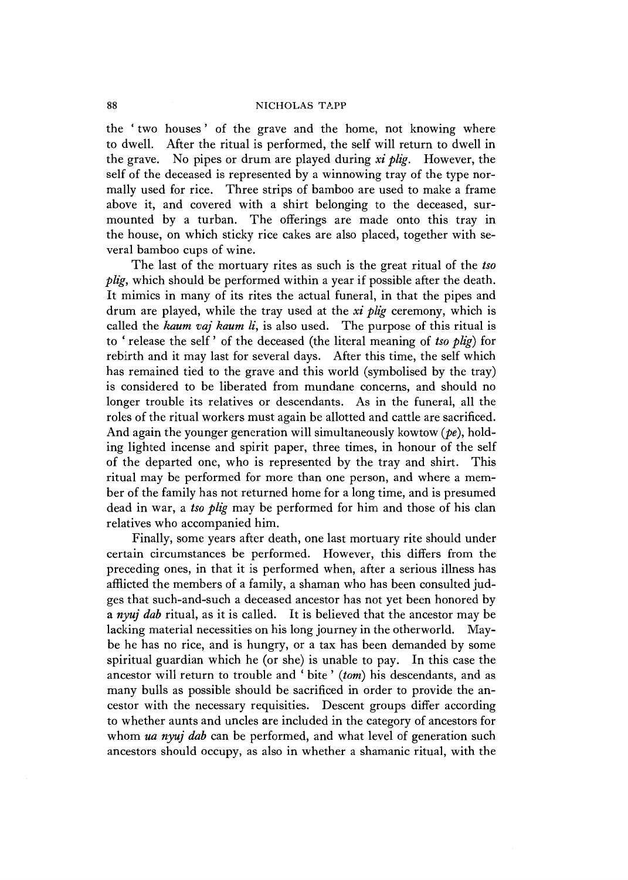the 'two houses' of the grave and the home, not knowing where to dwell. After the ritual is performed, the self will return to dwell in the grave. No pipes or drum are played during *xi plig*. However, the self of the deceased is represented by a winnowing tray of the type normally used for rice. Three strips of bamboo are used to make a frame above it, and covered with a shirt belonging to the deceased, surmounted by a turban. The offerings are made onto this tray in the house, on which sticky rice cakes are also placed, together with several bamboo cups of wine.

The last of the mortuary rites as such is the great ritual of the *tso plig*, which should be performed within a year if possible after the death. It mimics in many of its rites the actual funeral, in that the pipes and drum are played, while the tray used at the *xi plig* ceremony, which is called the *kaum vaj kaum li*, is also used. The purpose of this ritual is to 'release the self' of the deceased (the literal meaning of *tso plig*) for rebirth and it may last for several days. After this time, the self which has remained tied to the grave and this world (symbolised by the tray) is considered to be liberated from mundane concerns, and should no longer trouble its relatives or descendants. As in the funeral, all the roles of the ritual workers must again be allotted and cattle are sacrificed. And again the younger generation will simultaneously kowtow (*pe*), holding lighted incense and spirit paper, three times, in honour of the self of the departed one, who is represented by the tray and shirt. This ritual may be performed for more than one person, and where a member of the family has not returned home for a long time, and is presumed dead in war, a *tso plig* may be performed for him and those of his clan relatives who accompanied him.

Finally, some years after death, one last mortuary rite should under certain circumstances be performed. However, this differs from the preceding ones, in that it is performed when, after a serious illness has afflicted the members of a family, a shaman who has been consulted judges that such-and-such a deceased ancestor has not yet been honored by a *nyuj dab* ritual, as it is called. It is believed that the ancestor may be lacking material necessities on his long journey in the otherworld. Maybe he has no rice, and is hungry, or a tax has been demanded by some spiritual guardian which he (or she) is unable to pay. In this case the ancestor will return to trouble and 'bite' (*tom*) his descendants, and as many bulls as possible should be sacrificed in order to provide the ancestor with the necessary requisities. Descent groups differ according to whether aunts and uncles are included in the category of ancestors for whom *ua nyuj dab* can be performed, and what level of generation such ancestors should occupy, as also in whether a shamanic ritual, with the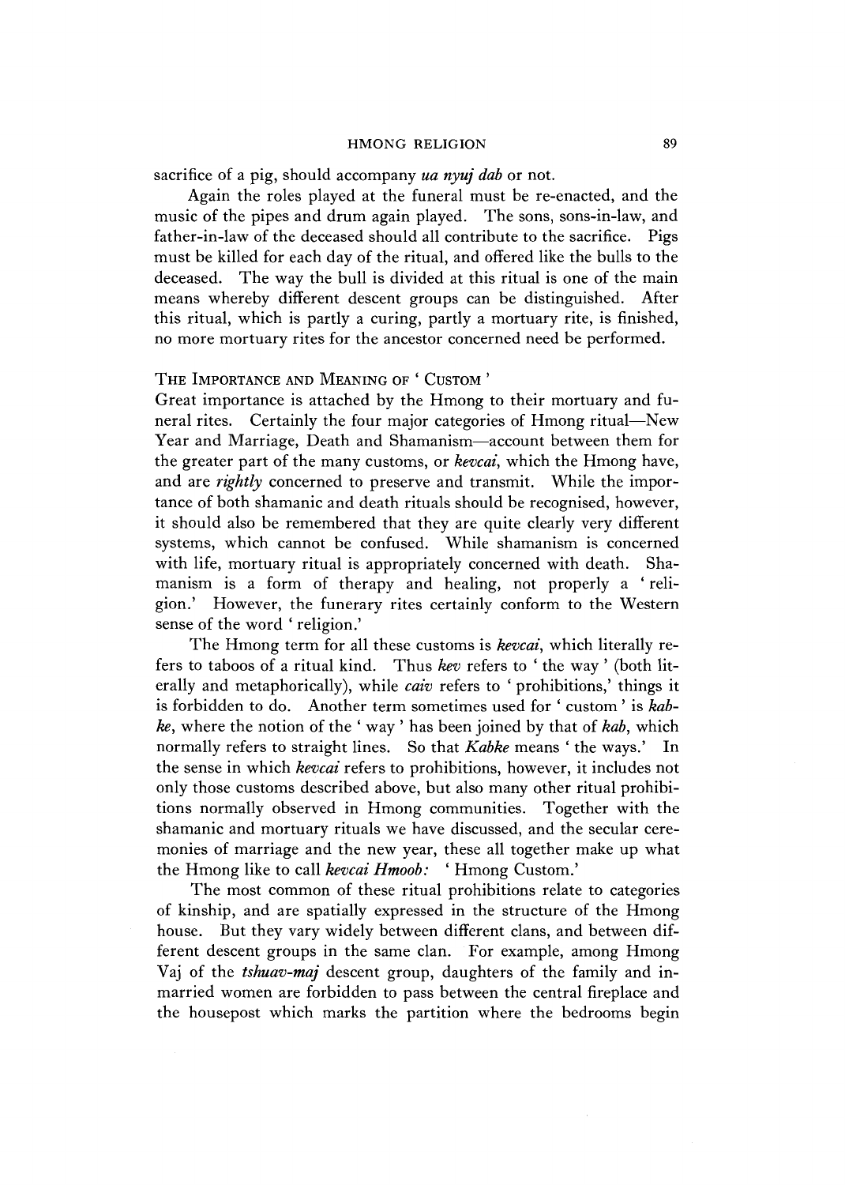sacrifice of a pig, should accompany *ua nyuj dab* or not.

Again the roles played at the funeral must be re-enacted, and the music of the pipes and drum again played. The sons, sons-in-law, and father-in-law of the deceased should all contribute to the sacrifice. Pigs must be killed for each day of the ritual, and offered like the bulls to the deceased. The way the bull is divided at this ritual is one of the main means whereby different descent groups can be distinguished. After this ritual, which is partly a curing, partly a mortuary rite, is finished, no more mortuary rites for the ancestor concerned need be performed.

## The Importance and Meaning of 'Custom'

Great importance is attached by the Hmong to their mortuary and funeral rites. Certainly the four major categories of Hmong ritual—New Year and Marriage, Death and Shamanism—account between them for the greater part of the many customs, or *kevcai*, which the Hmong have, and are *rightly* concerned to preserve and transmit. While the importance of both shamanic and death rituals should be recognised, however, it should also be remembered that they are quite clearly very different systems, which cannot be confused. While shamanism is concerned with life, mortuary ritual is appropriately concerned with death. Shamanism is a form of therapy and healing, not properly a 'religion.' However, the funerary rites certainly conform to the Western sense of the word 'religion.'

The Hmong term for all these customs is *kevcai*, which literally refers to taboos of a ritual kind. Thus *kev* refers to 'the way' (both literally and metaphorically), while *caiv* refers to 'prohibitions,' things it is forbidden to do. Another term sometimes used for 'custom' is *kabke*, where the notion of the 'way' has been joined by that of *kab*, which normally refers to straight lines. So that *Kabke* means 'the ways.' In the sense in which *kevcai* refers to prohibitions, however, it includes not only those customs described above, but also many other ritual prohibitions normally observed in Hmong communities. Together with the shamanic and mortuary rituals we have discussed, and the secular ceremonies of marriage and the new year, these all together make up what the Hmong like to call *kevcai Hmoob:* 'Hmong Custom.'

The most common of these ritual prohibitions relate to categories of kinship, and are spatially expressed in the structure of the Hmong house. But they vary widely between different clans, and between different descent groups in the same clan. For example, among Hmong Vaj of the *tshuav-maj* descent group, daughters of the family and inmarried women are forbidden to pass between the central fireplace and the housepost which marks the partition where the bedrooms begin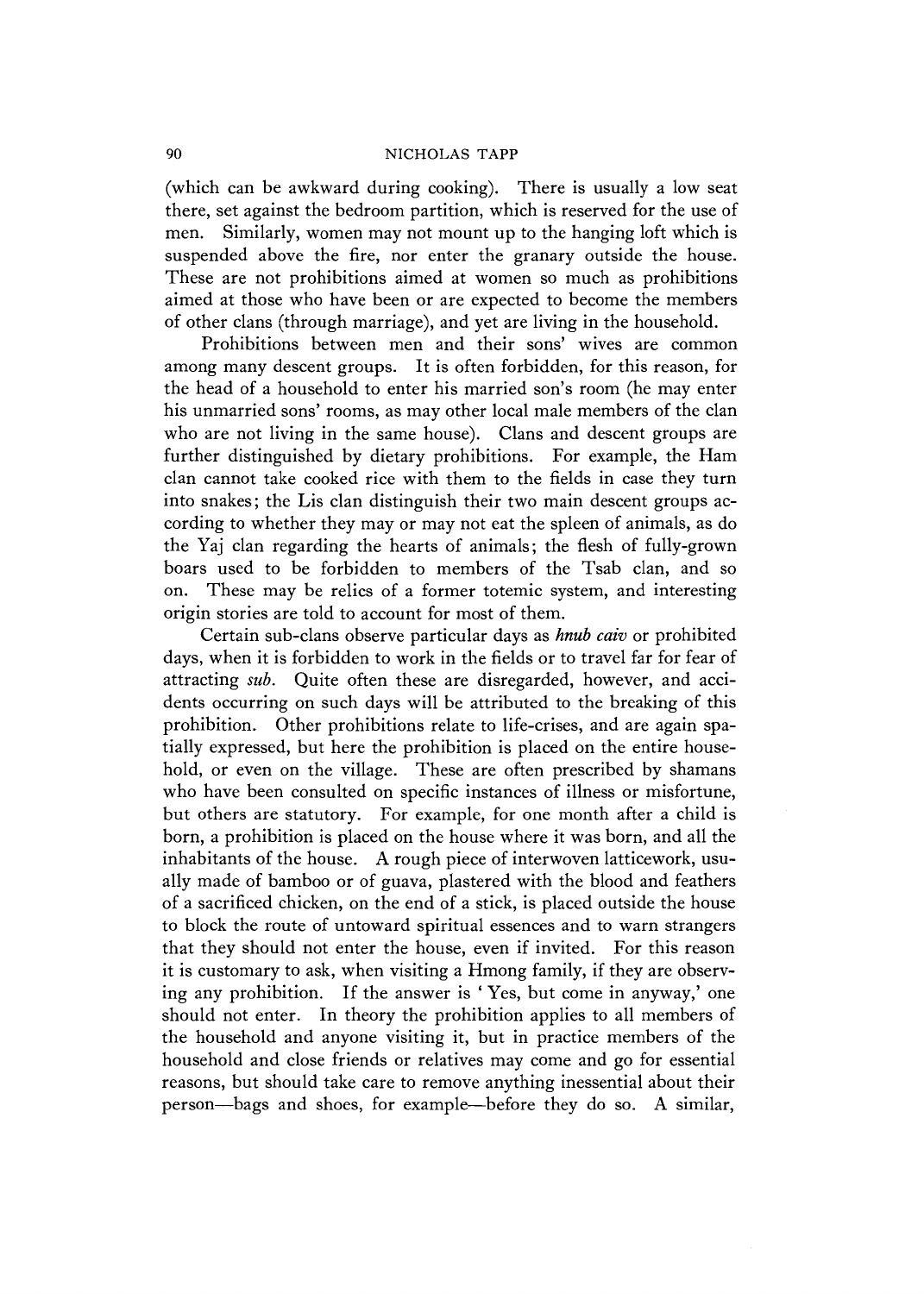(which can be awkward during cooking). There is usually a low seat there, set against the bedroom partition, which is reserved for the use of men. Similarly, women may not mount up to the hanging loft which is suspended above the fire, nor enter the granary outside the house. These are not prohibitions aimed at women so much as prohibitions aimed at those who have been or are expected to become the members of other clans (through marriage), and yet are living in the household.

Prohibitions between men and their sons' wives are common among many descent groups. It is often forbidden, for this reason, for the head of a household to enter his married son's room (he may enter his unmarried sons' rooms, as may other local male members of the clan who are not living in the same house). Clans and descent groups are further distinguished by dietary prohibitions. For example, the Ham clan cannot take cooked rice with them to the fields in case they turn into snakes; the Lis clan distinguish their two main descent groups according to whether they may or may not eat the spleen of animals, as do the Yaj clan regarding the hearts of animals; the flesh of fully-grown boars used to be forbidden to members of the Tsab clan, and so on. These may be relics of a former totemic system, and interesting origin stories are told to account for most of them.

Certain sub-clans observe particular days as ***hnub caiv*** or prohibited days, when it is forbidden to work in the fields or to travel far for fear of attracting *sub*. Quite often these are disregarded, however, and accidents occurring on such days will be attributed to the breaking of this prohibition. Other prohibitions relate to life-crises, and are again spatially expressed, but here the prohibition is placed on the entire household, or even on the village. These are often prescribed by shamans who have been consulted on specific instances of illness or misfortune, but others are statutory. For example, for one month after a child is born, a prohibition is placed on the house where it was born, and all the inhabitants of the house. A rough piece of interwoven latticework, usually made of bamboo or of guava, plastered with the blood and feathers of a sacrificed chicken, on the end of a stick, is placed outside the house to block the route of untoward spiritual essences and to warn strangers that they should not enter the house, even if invited. For this reason it is customary to ask, when visiting a Hmong family, if they are observing any prohibition. If the answer is 'Yes, but come in anyway,' one should not enter. In theory the prohibition applies to all members of the household and anyone visiting it, but in practice members of the household and close friends or relatives may come and go for essential reasons, but should take care to remove anything inessential about their person—bags and shoes, for example—before they do so. A similar,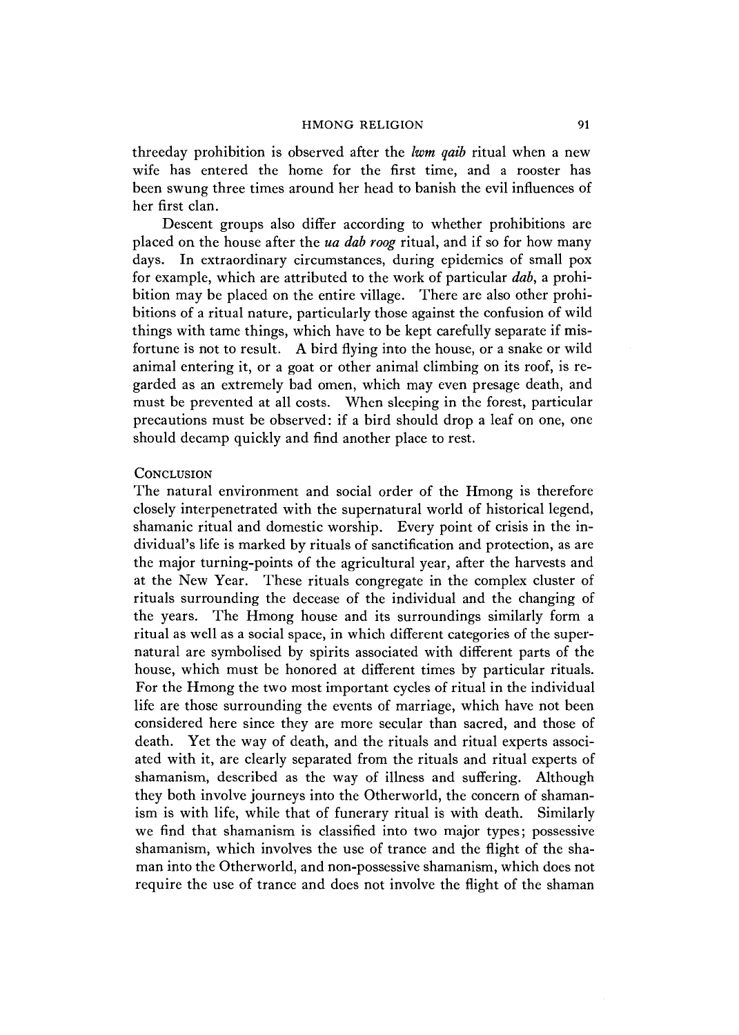threeday prohibition is observed after the *lwm qaib* ritual when a new wife has entered the home for the first time, and a rooster has been swung three times around her head to banish the evil influences of her first clan.

Descent groups also differ according to whether prohibitions are placed on the house after the *ua dab roog* ritual, and if so for how many days. In extraordinary circumstances, during epidemics of small pox for example, which are attributed to the work of particular *dab*, a prohibition may be placed on the entire village. There are also other prohibitions of a ritual nature, particularly those against the confusion of wild things with tame things, which have to be kept carefully separate if misfortune is not to result. A bird flying into the house, or a snake or wild animal entering it, or a goat or other animal climbing on its roof, is regarded as an extremely bad omen, which may even presage death, and must be prevented at all costs. When sleeping in the forest, particular precautions must be observed: if a bird should drop a leaf on one, one should decamp quickly and find another place to rest.

## Conclusion

The natural environment and social order of the Hmong is therefore closely interpenetrated with the supernatural world of historical legend, shamanic ritual and domestic worship. Every point of crisis in the individual's life is marked by rituals of sanctification and protection, as are the major turning-points of the agricultural year, after the harvests and at the New Year. These rituals congregate in the complex cluster of rituals surrounding the decease of the individual and the changing of the years. The Hmong house and its surroundings similarly form a ritual as well as a social space, in which different categories of the supernatural are symbolised by spirits associated with different parts of the house, which must be honored at different times by particular rituals. For the Hmong the two most important cycles of ritual in the individual life are those surrounding the events of marriage, which have not been considered here since they are more secular than sacred, and those of death. Yet the way of death, and the rituals and ritual experts associated with it, are clearly separated from the rituals and ritual experts of shamanism, described as the way of illness and suffering. Although they both involve journeys into the Otherworld, the concern of shamanism is with life, while that of funerary ritual is with death. Similarly we find that shamanism is classified into two major types; possessive shamanism, which involves the use of trance and the flight of the shaman into the Otherworld, and non-possessive shamanism, which does not require the use of trance and does not involve the flight of the shaman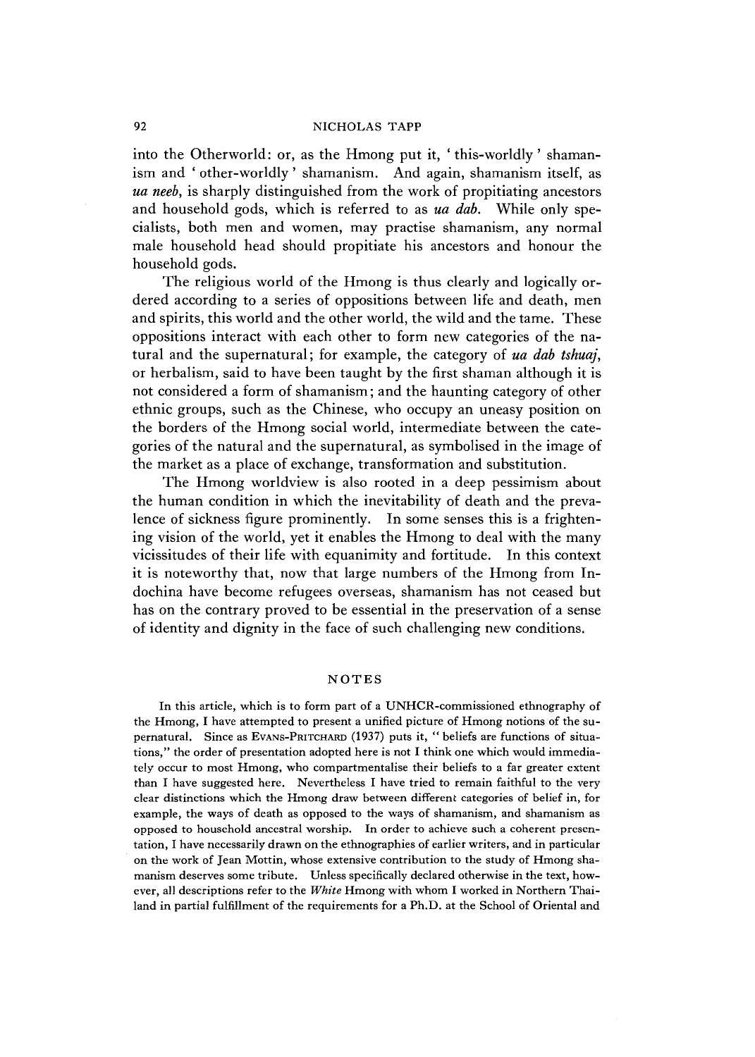into the Otherworld: or, as the Hmong put it, 'this-worldly' shamanism and 'other-worldly' shamanism. And again, shamanism itself, as *ua neeb*, is sharply distinguished from the work of propitiating ancestors and household gods, which is referred to as *ua dab*. While only specialists, both men and women, may practise shamanism, any normal male household head should propitiate his ancestors and honour the household gods.

The religious world of the Hmong is thus clearly and logically ordered according to a series of oppositions between life and death, men and spirits, this world and the other world, the wild and the tame. These oppositions interact with each other to form new categories of the natural and the supernatural; for example, the category of *ua dab tshuaj*, or herbalism, said to have been taught by the first shaman although it is not considered a form of shamanism; and the haunting category of other ethnic groups, such as the Chinese, who occupy an uneasy position on the borders of the Hmong social world, intermediate between the categories of the natural and the supernatural, as symbolised in the image of the market as a place of exchange, transformation and substitution.

The Hmong worldview is also rooted in a deep pessimism about the human condition in which the inevitability of death and the prevalence of sickness figure prominently. In some senses this is a frightening vision of the world, yet it enables the Hmong to deal with the many vicissitudes of their life with equanimity and fortitude. In this context it is noteworthy that, now that large numbers of the Hmong from Indochina have become refugees overseas, shamanism has not ceased but has on the contrary proved to be essential in the preservation of a sense of identity and dignity in the face of such challenging new conditions.

## NOTES

In this article, which is to form part of a UNHCR-commissioned ethnography of the Hmong, I have attempted to present a unified picture of Hmong notions of the supernatural. Since as EVANS-PRITCHARD (1937) puts it, "beliefs are functions of situations," the order of presentation adopted here is not I think one which would immediately occur to most Hmong, who compartmentalise their beliefs to a far greater extent than I have suggested here. Nevertheless I have tried to remain faithful to the very clear distinctions which the Hmong draw between different categories of belief in, for example, the ways of death as opposed to the ways of shamanism, and shamanism as opposed to household ancestral worship. In order to achieve such a coherent presentation, I have necessarily drawn on the ethnographies of earlier writers, and in particular on the work of Jean Mottin, whose extensive contribution to the study of Hmong shamanism deserves some tribute. Unless specifically declared otherwise in the text, however, all descriptions refer to the *White* Hmong with whom I worked in Northern Thailand in partial fulfillment of the requirements for a Ph.D. at the School of Oriental and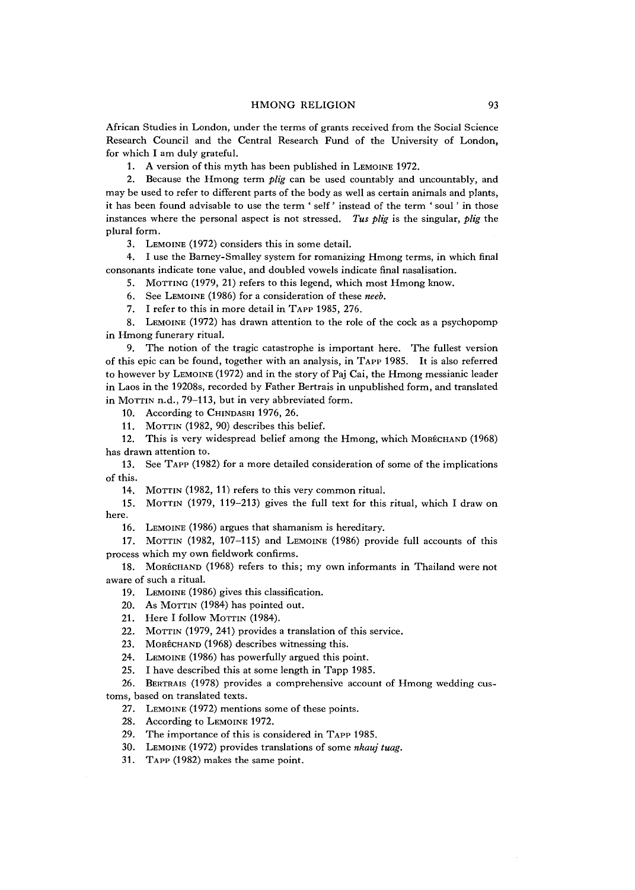African Studies in London, under the terms of grants received from the Social Science Research Council and the Central Research Fund of the University of London, for which I am duly grateful.

1. A version of this myth has been published in LEMOINE 1972.
2. Because the Hmong term *plig* can be used countably and uncountably, and may be used to refer to different parts of the body as well as certain animals and plants, it has been found advisable to use the term 'self' instead of the term 'soul' in those instances where the personal aspect is not stressed. *Tus plig* is the singular, *plig* the plural form.
3. LEMOINE (1972) considers this in some detail.
4. I use the Barney-Smalley system for romanizing Hmong terms, in which final consonants indicate tone value, and doubled vowels indicate final nasalisation.
5. MOTTING (1979, 21) refers to this legend, which most Hmong know.
6. See LEMOINE (1986) for a consideration of these *neeb*.
7. I refer to this in more detail in TAPP 1985, 276.
8. LEMOINE (1972) has drawn attention to the role of the cock as a psychopomp in Hmong funerary ritual.
9. The notion of the tragic catastrophe is important here. The fullest version of this epic can be found, together with an analysis, in TAPP 1985. It is also referred to however by LEMOINE (1972) and in the story of Paj Cai, the Hmong messianic leader in Laos in the 19208s, recorded by Father Bertrais in unpublished form, and translated in MOTTIN n.d., 79–113, but in very abbreviated form.
10. According to CHINDASRI 1976, 26.
11. MOTTIN (1982, 90) describes this belief.
12. This is very widespread belief among the Hmong, which MORÉCHAND (1968) has drawn attention to.
13. See TAPP (1982) for a more detailed consideration of some of the implications of this.
14. MOTTIN (1982, 11) refers to this very common ritual.
15. MOTTIN (1979, 119–213) gives the full text for this ritual, which I draw on here.
16. LEMOINE (1986) argues that shamanism is hereditary.
17. MOTTIN (1982, 107–115) and LEMOINE (1986) provide full accounts of this process which my own fieldwork confirms.
18. MORÉCHAND (1968) refers to this; my own informants in Thailand were not aware of such a ritual.
19. LEMOINE (1986) gives this classification.
20. As MOTTIN (1984) has pointed out.
21. Here I follow MOTTIN (1984).
22. MOTTIN (1979, 241) provides a translation of this service.
23. MORÉCHAND (1968) describes witnessing this.
24. LEMOINE (1986) has powerfully argued this point.
25. I have described this at some length in Tapp 1985.
26. BERTRAIS (1978) provides a comprehensive account of Hmong wedding customs, based on translated texts.
27. LEMOINE (1972) mentions some of these points.
28. According to LEMOINE 1972.
29. The importance of this is considered in TAPP 1985.
30. LEMOINE (1972) provides translations of some *nkauj tuag*.
31. TAPP (1982) makes the same point.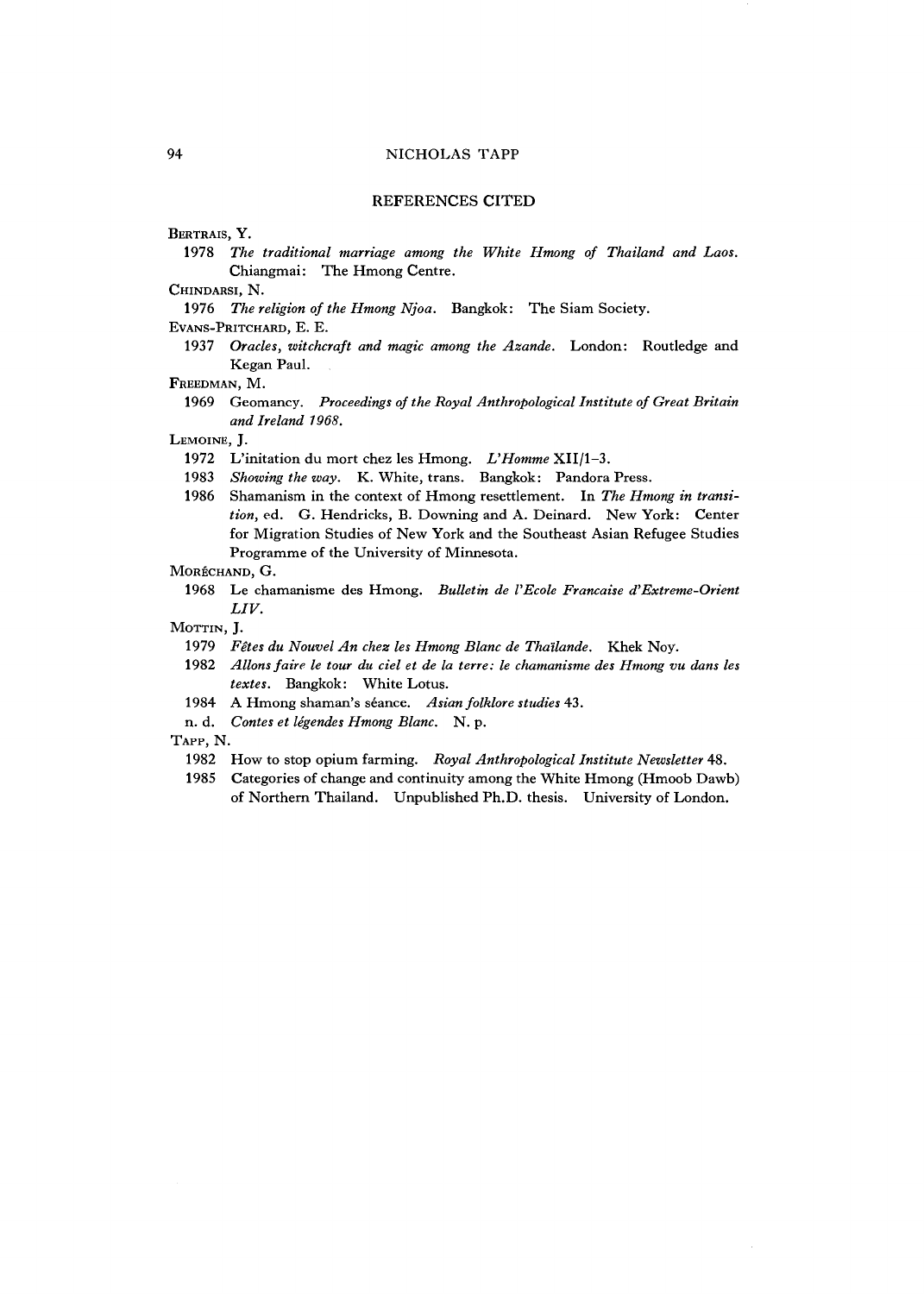## REFERENCES CITED

BERTRAIS, Y.

1978 *The traditional marriage among the White Hmong of Thailand and Laos.* Chiangmai: The Hmong Centre.

CHINDARSI, N.

1976 *The religion of the Hmong Njoa.* Bangkok: The Siam Society.

EVANS-PRITCHARD, E. E.

1937 *Oracles, witchcraft and magic among the Azande.* London: Routledge and Kegan Paul.

FREEDMAN, M.

1969 Geomancy. *Proceedings of the Royal Anthropological Institute of Great Britain and Ireland 1968.*

LEMOINE, J.

1972 L'initation du mort chez les Hmong. *L'Homme* XII/1–3.

1983 *Showing the way.* K. White, trans. Bangkok: Pandora Press.

1986 Shamanism in the context of Hmong resettlement. In *The Hmong in transition,* ed. G. Hendricks, B. Downing and A. Deinard. New York: Center for Migration Studies of New York and the Southeast Asian Refugee Studies Programme of the University of Minnesota.

MORÉCHAND, G.

1968 Le chamanisme des Hmong. *Bulletin de l'Ecole Francaise d'Extreme-Orient LIV.*

MOTTIN, J.

1979 *Fêtes du Nouvel An chez les Hmong Blanc de Thaïlande.* Khek Noy.

1982 *Allons faire le tour du ciel et de la terre: le chamanisme des Hmong vu dans les textes.* Bangkok: White Lotus.

1984 A Hmong shaman's séance. *Asian folklore studies* 43.

n. d. *Contes et légendes Hmong Blanc.* N. p.

TAPP, N.

1982 How to stop opium farming. *Royal Anthropological Institute Newsletter* 48.

1985 Categories of change and continuity among the White Hmong (Hmoob Dawb) of Northern Thailand. Unpublished Ph.D. thesis. University of London.